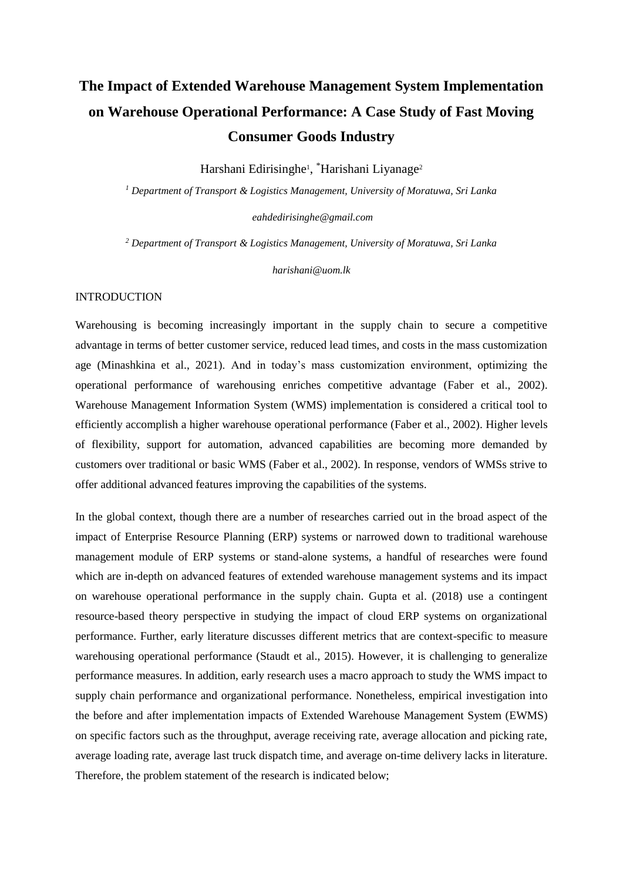# The Impact of Extended Warehouse Management System Implementation on Warehouse Operational Performance: A Case Study of Fast Moving Consumer Goods Industry

Harshani Edirisinghe[1], *Harishani Liyanage[2]

*[1] Department of Transport & Logistics Management, University of Moratuwa, Sri Lanka*

*eahdedirisinghe@gmail.com*

*[2] Department of Transport & Logistics Management, University of Moratuwa, Sri Lanka*

*harishani@uom.lk*

## INTRODUCTION

Warehousing is becoming increasingly important in the supply chain to secure a competitive advantage in terms of better customer service, reduced lead times, and costs in the mass customization age (Minashkina et al., 2021). And in today's mass customization environment, optimizing the operational performance of warehousing enriches competitive advantage (Faber et al., 2002). Warehouse Management Information System (WMS) implementation is considered a critical tool to efficiently accomplish a higher warehouse operational performance (Faber et al., 2002). Higher levels of flexibility, support for automation, advanced capabilities are becoming more demanded by customers over traditional or basic WMS (Faber et al., 2002). In response, vendors of WMSs strive to offer additional advanced features improving the capabilities of the systems.

In the global context, though there are a number of researches carried out in the broad aspect of the impact of Enterprise Resource Planning (ERP) systems or narrowed down to traditional warehouse management module of ERP systems or stand-alone systems, a handful of researches were found which are in-depth on advanced features of extended warehouse management systems and its impact on warehouse operational performance in the supply chain. Gupta et al. (2018) use a contingent resource-based theory perspective in studying the impact of cloud ERP systems on organizational performance. Further, early literature discusses different metrics that are context-specific to measure warehousing operational performance (Staudt et al., 2015). However, it is challenging to generalize performance measures. In addition, early research uses a macro approach to study the WMS impact to supply chain performance and organizational performance. Nonetheless, empirical investigation into the before and after implementation impacts of Extended Warehouse Management System (EWMS) on specific factors such as the throughput, average receiving rate, average allocation and picking rate, average loading rate, average last truck dispatch time, and average on-time delivery lacks in literature. Therefore, the problem statement of the research is indicated below;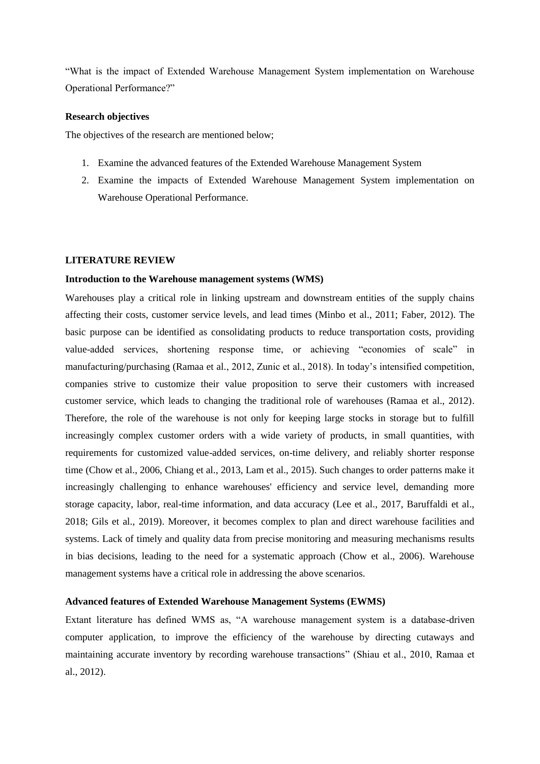"What is the impact of Extended Warehouse Management System implementation on Warehouse Operational Performance?"

**Research objectives**

The objectives of the research are mentioned below;

1. Examine the advanced features of the Extended Warehouse Management System
2. Examine the impacts of Extended Warehouse Management System implementation on Warehouse Operational Performance.

## LITERATURE REVIEW

### Introduction to the Warehouse management systems (WMS)

Warehouses play a critical role in linking upstream and downstream entities of the supply chains affecting their costs, customer service levels, and lead times (Minbo et al., 2011; Faber, 2012). The basic purpose can be identified as consolidating products to reduce transportation costs, providing value-added services, shortening response time, or achieving "economies of scale" in manufacturing/purchasing (Ramaa et al., 2012, Zunic et al., 2018). In today's intensified competition, companies strive to customize their value proposition to serve their customers with increased customer service, which leads to changing the traditional role of warehouses (Ramaa et al., 2012). Therefore, the role of the warehouse is not only for keeping large stocks in storage but to fulfill increasingly complex customer orders with a wide variety of products, in small quantities, with requirements for customized value-added services, on-time delivery, and reliably shorter response time (Chow et al., 2006, Chiang et al., 2013, Lam et al., 2015). Such changes to order patterns make it increasingly challenging to enhance warehouses' efficiency and service level, demanding more storage capacity, labor, real-time information, and data accuracy (Lee et al., 2017, Baruffaldi et al., 2018; Gils et al., 2019). Moreover, it becomes complex to plan and direct warehouse facilities and systems. Lack of timely and quality data from precise monitoring and measuring mechanisms results in bias decisions, leading to the need for a systematic approach (Chow et al., 2006). Warehouse management systems have a critical role in addressing the above scenarios.

### Advanced features of Extended Warehouse Management Systems (EWMS)

Extant literature has defined WMS as, "A warehouse management system is a database-driven computer application, to improve the efficiency of the warehouse by directing cutaways and maintaining accurate inventory by recording warehouse transactions" (Shiau et al., 2010, Ramaa et al., 2012).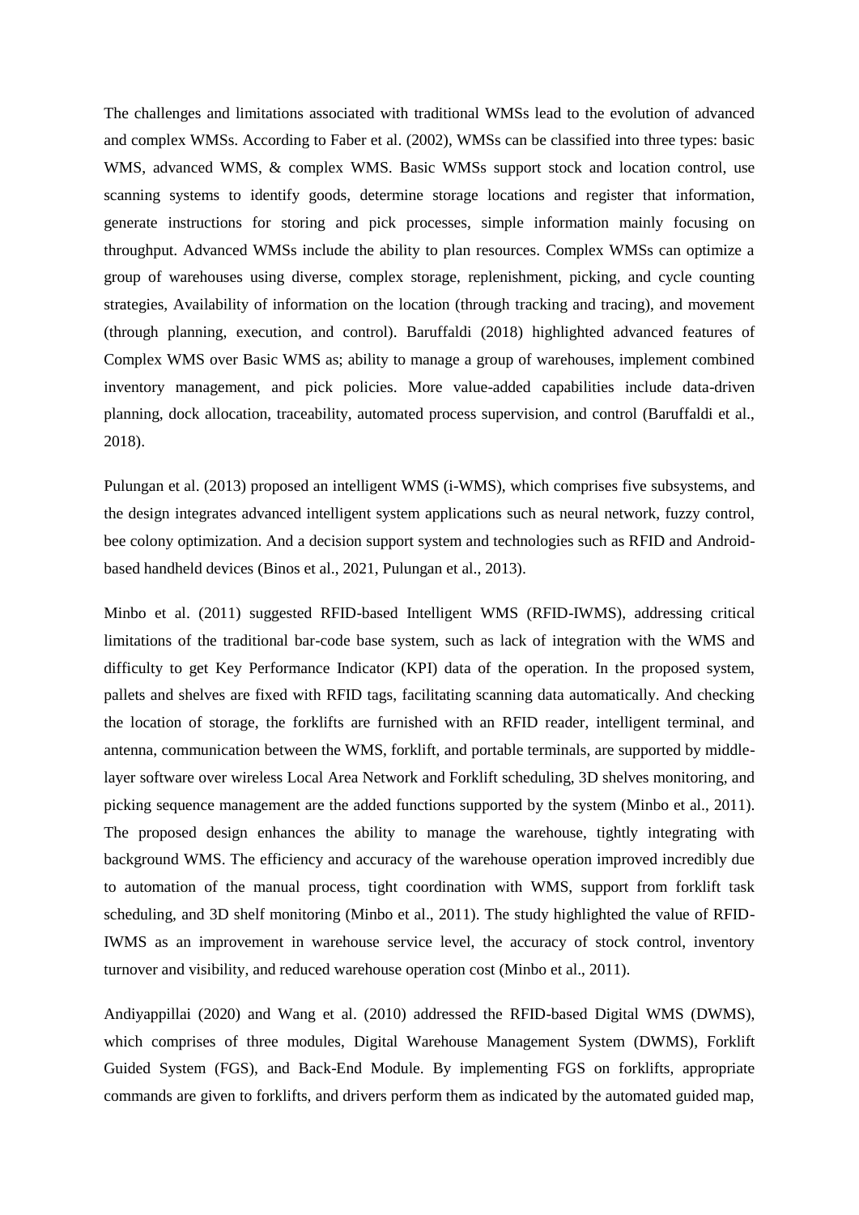The challenges and limitations associated with traditional WMSs lead to the evolution of advanced and complex WMSs. According to Faber et al. (2002), WMSs can be classified into three types: basic WMS, advanced WMS, & complex WMS. Basic WMSs support stock and location control, use scanning systems to identify goods, determine storage locations and register that information, generate instructions for storing and pick processes, simple information mainly focusing on throughput. Advanced WMSs include the ability to plan resources. Complex WMSs can optimize a group of warehouses using diverse, complex storage, replenishment, picking, and cycle counting strategies, Availability of information on the location (through tracking and tracing), and movement (through planning, execution, and control). Baruffaldi (2018) highlighted advanced features of Complex WMS over Basic WMS as; ability to manage a group of warehouses, implement combined inventory management, and pick policies. More value-added capabilities include data-driven planning, dock allocation, traceability, automated process supervision, and control (Baruffaldi et al., 2018).

Pulungan et al. (2013) proposed an intelligent WMS (i-WMS), which comprises five subsystems, and the design integrates advanced intelligent system applications such as neural network, fuzzy control, bee colony optimization. And a decision support system and technologies such as RFID and Android-based handheld devices (Binos et al., 2021, Pulungan et al., 2013).

Minbo et al. (2011) suggested RFID-based Intelligent WMS (RFID-IWMS), addressing critical limitations of the traditional bar-code base system, such as lack of integration with the WMS and difficulty to get Key Performance Indicator (KPI) data of the operation. In the proposed system, pallets and shelves are fixed with RFID tags, facilitating scanning data automatically. And checking the location of storage, the forklifts are furnished with an RFID reader, intelligent terminal, and antenna, communication between the WMS, forklift, and portable terminals, are supported by middle-layer software over wireless Local Area Network and Forklift scheduling, 3D shelves monitoring, and picking sequence management are the added functions supported by the system (Minbo et al., 2011). The proposed design enhances the ability to manage the warehouse, tightly integrating with background WMS. The efficiency and accuracy of the warehouse operation improved incredibly due to automation of the manual process, tight coordination with WMS, support from forklift task scheduling, and 3D shelf monitoring (Minbo et al., 2011). The study highlighted the value of RFID-IWMS as an improvement in warehouse service level, the accuracy of stock control, inventory turnover and visibility, and reduced warehouse operation cost (Minbo et al., 2011).

Andiyappillai (2020) and Wang et al. (2010) addressed the RFID-based Digital WMS (DWMS), which comprises of three modules, Digital Warehouse Management System (DWMS), Forklift Guided System (FGS), and Back-End Module. By implementing FGS on forklifts, appropriate commands are given to forklifts, and drivers perform them as indicated by the automated guided map,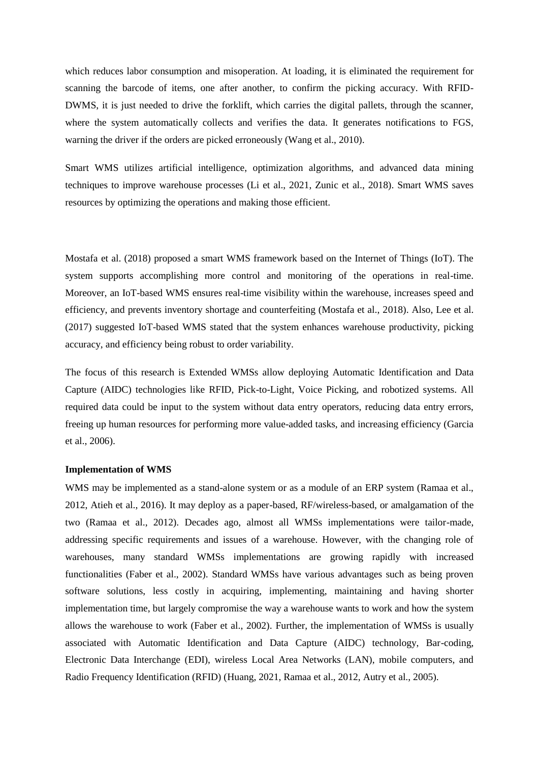which reduces labor consumption and misoperation. At loading, it is eliminated the requirement for scanning the barcode of items, one after another, to confirm the picking accuracy. With RFID-DWMS, it is just needed to drive the forklift, which carries the digital pallets, through the scanner, where the system automatically collects and verifies the data. It generates notifications to FGS, warning the driver if the orders are picked erroneously (Wang et al., 2010).

Smart WMS utilizes artificial intelligence, optimization algorithms, and advanced data mining techniques to improve warehouse processes (Li et al., 2021, Zunic et al., 2018). Smart WMS saves resources by optimizing the operations and making those efficient.

Mostafa et al. (2018) proposed a smart WMS framework based on the Internet of Things (IoT). The system supports accomplishing more control and monitoring of the operations in real-time. Moreover, an IoT-based WMS ensures real-time visibility within the warehouse, increases speed and efficiency, and prevents inventory shortage and counterfeiting (Mostafa et al., 2018). Also, Lee et al. (2017) suggested IoT-based WMS stated that the system enhances warehouse productivity, picking accuracy, and efficiency being robust to order variability.

The focus of this research is Extended WMSs allow deploying Automatic Identification and Data Capture (AIDC) technologies like RFID, Pick-to-Light, Voice Picking, and robotized systems. All required data could be input to the system without data entry operators, reducing data entry errors, freeing up human resources for performing more value-added tasks, and increasing efficiency (Garcia et al., 2006).

**Implementation of WMS**

WMS may be implemented as a stand-alone system or as a module of an ERP system (Ramaa et al., 2012, Atieh et al., 2016). It may deploy as a paper-based, RF/wireless-based, or amalgamation of the two (Ramaa et al., 2012). Decades ago, almost all WMSs implementations were tailor-made, addressing specific requirements and issues of a warehouse. However, with the changing role of warehouses, many standard WMSs implementations are growing rapidly with increased functionalities (Faber et al., 2002). Standard WMSs have various advantages such as being proven software solutions, less costly in acquiring, implementing, maintaining and having shorter implementation time, but largely compromise the way a warehouse wants to work and how the system allows the warehouse to work (Faber et al., 2002). Further, the implementation of WMSs is usually associated with Automatic Identification and Data Capture (AIDC) technology, Bar-coding, Electronic Data Interchange (EDI), wireless Local Area Networks (LAN), mobile computers, and Radio Frequency Identification (RFID) (Huang, 2021, Ramaa et al., 2012, Autry et al., 2005).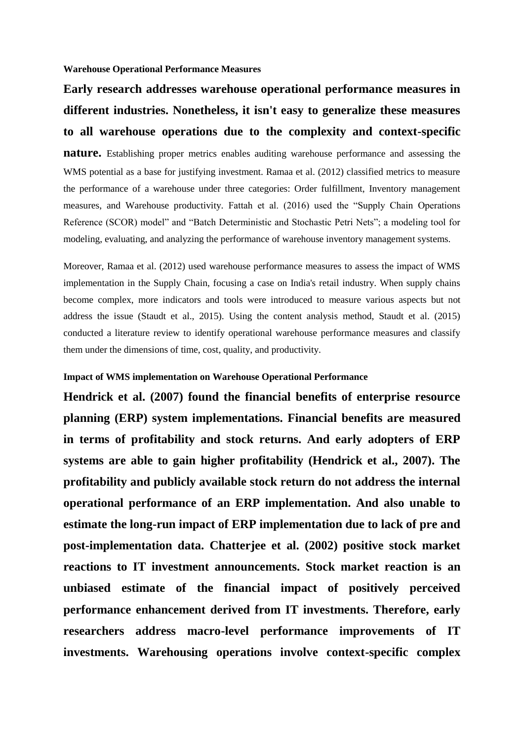**Warehouse Operational Performance Measures**

**Early research addresses warehouse operational performance measures in different industries. Nonetheless, it isn't easy to generalize these measures to all warehouse operations due to the complexity and context-specific nature.** Establishing proper metrics enables auditing warehouse performance and assessing the WMS potential as a base for justifying investment. Ramaa et al. (2012) classified metrics to measure the performance of a warehouse under three categories: Order fulfillment, Inventory management measures, and Warehouse productivity. Fattah et al. (2016) used the "Supply Chain Operations Reference (SCOR) model" and "Batch Deterministic and Stochastic Petri Nets"; a modeling tool for modeling, evaluating, and analyzing the performance of warehouse inventory management systems.

Moreover, Ramaa et al. (2012) used warehouse performance measures to assess the impact of WMS implementation in the Supply Chain, focusing a case on India's retail industry. When supply chains become complex, more indicators and tools were introduced to measure various aspects but not address the issue (Staudt et al., 2015). Using the content analysis method, Staudt et al. (2015) conducted a literature review to identify operational warehouse performance measures and classify them under the dimensions of time, cost, quality, and productivity.

**Impact of WMS implementation on Warehouse Operational Performance**

**Hendrick et al. (2007) found the financial benefits of enterprise resource planning (ERP) system implementations. Financial benefits are measured in terms of profitability and stock returns. And early adopters of ERP systems are able to gain higher profitability (Hendrick et al., 2007). The profitability and publicly available stock return do not address the internal operational performance of an ERP implementation. And also unable to estimate the long-run impact of ERP implementation due to lack of pre and post-implementation data. Chatterjee et al. (2002) positive stock market reactions to IT investment announcements. Stock market reaction is an unbiased estimate of the financial impact of positively perceived performance enhancement derived from IT investments. Therefore, early researchers address macro-level performance improvements of IT investments. Warehousing operations involve context-specific complex**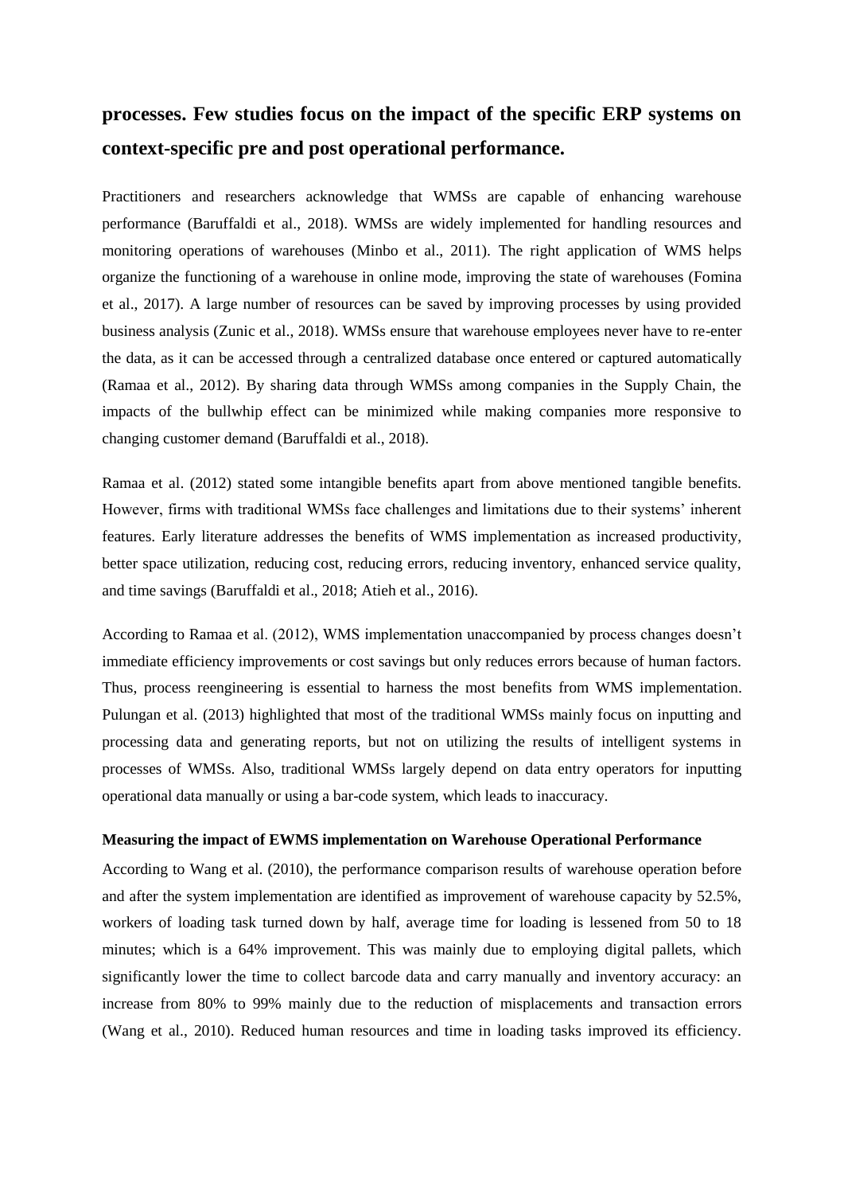**processes. Few studies focus on the impact of the specific ERP systems on context-specific pre and post operational performance.**

Practitioners and researchers acknowledge that WMSs are capable of enhancing warehouse performance (Baruffaldi et al., 2018). WMSs are widely implemented for handling resources and monitoring operations of warehouses (Minbo et al., 2011). The right application of WMS helps organize the functioning of a warehouse in online mode, improving the state of warehouses (Fomina et al., 2017). A large number of resources can be saved by improving processes by using provided business analysis (Zunic et al., 2018). WMSs ensure that warehouse employees never have to re-enter the data, as it can be accessed through a centralized database once entered or captured automatically (Ramaa et al., 2012). By sharing data through WMSs among companies in the Supply Chain, the impacts of the bullwhip effect can be minimized while making companies more responsive to changing customer demand (Baruffaldi et al., 2018).

Ramaa et al. (2012) stated some intangible benefits apart from above mentioned tangible benefits. However, firms with traditional WMSs face challenges and limitations due to their systems' inherent features. Early literature addresses the benefits of WMS implementation as increased productivity, better space utilization, reducing cost, reducing errors, reducing inventory, enhanced service quality, and time savings (Baruffaldi et al., 2018; Atieh et al., 2016).

According to Ramaa et al. (2012), WMS implementation unaccompanied by process changes doesn't immediate efficiency improvements or cost savings but only reduces errors because of human factors. Thus, process reengineering is essential to harness the most benefits from WMS implementation. Pulungan et al. (2013) highlighted that most of the traditional WMSs mainly focus on inputting and processing data and generating reports, but not on utilizing the results of intelligent systems in processes of WMSs. Also, traditional WMSs largely depend on data entry operators for inputting operational data manually or using a bar-code system, which leads to inaccuracy.

**Measuring the impact of EWMS implementation on Warehouse Operational Performance**

According to Wang et al. (2010), the performance comparison results of warehouse operation before and after the system implementation are identified as improvement of warehouse capacity by 52.5%, workers of loading task turned down by half, average time for loading is lessened from 50 to 18 minutes; which is a 64% improvement. This was mainly due to employing digital pallets, which significantly lower the time to collect barcode data and carry manually and inventory accuracy: an increase from 80% to 99% mainly due to the reduction of misplacements and transaction errors (Wang et al., 2010). Reduced human resources and time in loading tasks improved its efficiency.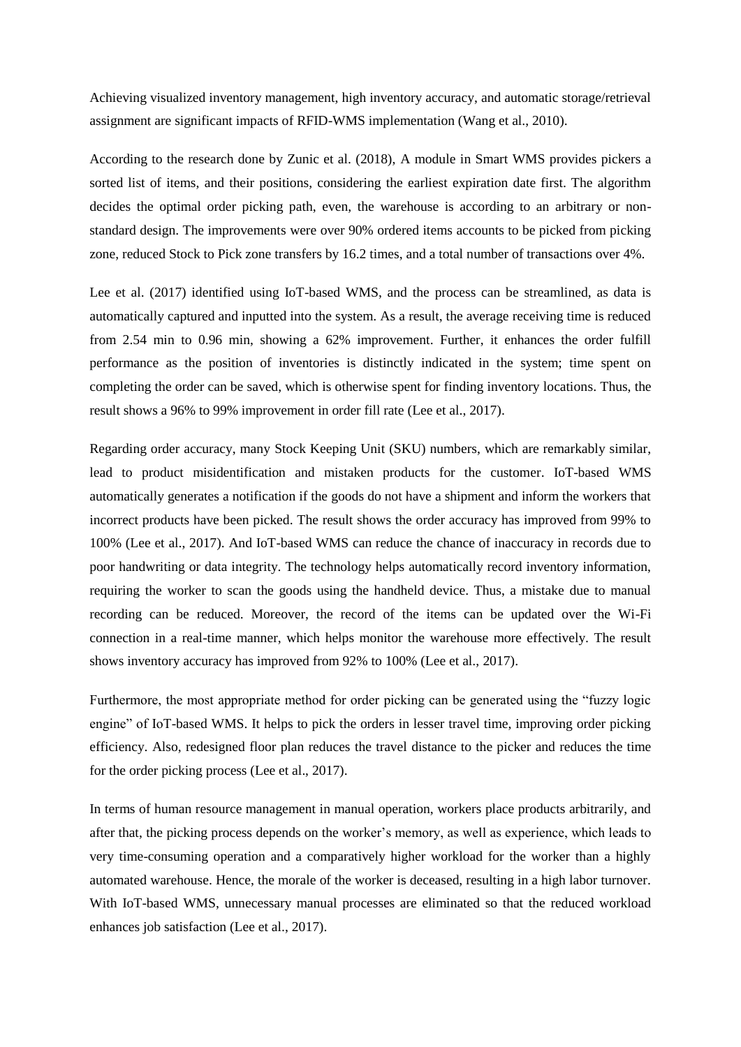Achieving visualized inventory management, high inventory accuracy, and automatic storage/retrieval assignment are significant impacts of RFID-WMS implementation (Wang et al., 2010).

According to the research done by Zunic et al. (2018), A module in Smart WMS provides pickers a sorted list of items, and their positions, considering the earliest expiration date first. The algorithm decides the optimal order picking path, even, the warehouse is according to an arbitrary or non-standard design. The improvements were over 90% ordered items accounts to be picked from picking zone, reduced Stock to Pick zone transfers by 16.2 times, and a total number of transactions over 4%.

Lee et al. (2017) identified using IoT-based WMS, and the process can be streamlined, as data is automatically captured and inputted into the system. As a result, the average receiving time is reduced from 2.54 min to 0.96 min, showing a 62% improvement. Further, it enhances the order fulfill performance as the position of inventories is distinctly indicated in the system; time spent on completing the order can be saved, which is otherwise spent for finding inventory locations. Thus, the result shows a 96% to 99% improvement in order fill rate (Lee et al., 2017).

Regarding order accuracy, many Stock Keeping Unit (SKU) numbers, which are remarkably similar, lead to product misidentification and mistaken products for the customer. IoT-based WMS automatically generates a notification if the goods do not have a shipment and inform the workers that incorrect products have been picked. The result shows the order accuracy has improved from 99% to 100% (Lee et al., 2017). And IoT-based WMS can reduce the chance of inaccuracy in records due to poor handwriting or data integrity. The technology helps automatically record inventory information, requiring the worker to scan the goods using the handheld device. Thus, a mistake due to manual recording can be reduced. Moreover, the record of the items can be updated over the Wi-Fi connection in a real-time manner, which helps monitor the warehouse more effectively. The result shows inventory accuracy has improved from 92% to 100% (Lee et al., 2017).

Furthermore, the most appropriate method for order picking can be generated using the "fuzzy logic engine" of IoT-based WMS. It helps to pick the orders in lesser travel time, improving order picking efficiency. Also, redesigned floor plan reduces the travel distance to the picker and reduces the time for the order picking process (Lee et al., 2017).

In terms of human resource management in manual operation, workers place products arbitrarily, and after that, the picking process depends on the worker's memory, as well as experience, which leads to very time-consuming operation and a comparatively higher workload for the worker than a highly automated warehouse. Hence, the morale of the worker is deceased, resulting in a high labor turnover. With IoT-based WMS, unnecessary manual processes are eliminated so that the reduced workload enhances job satisfaction (Lee et al., 2017).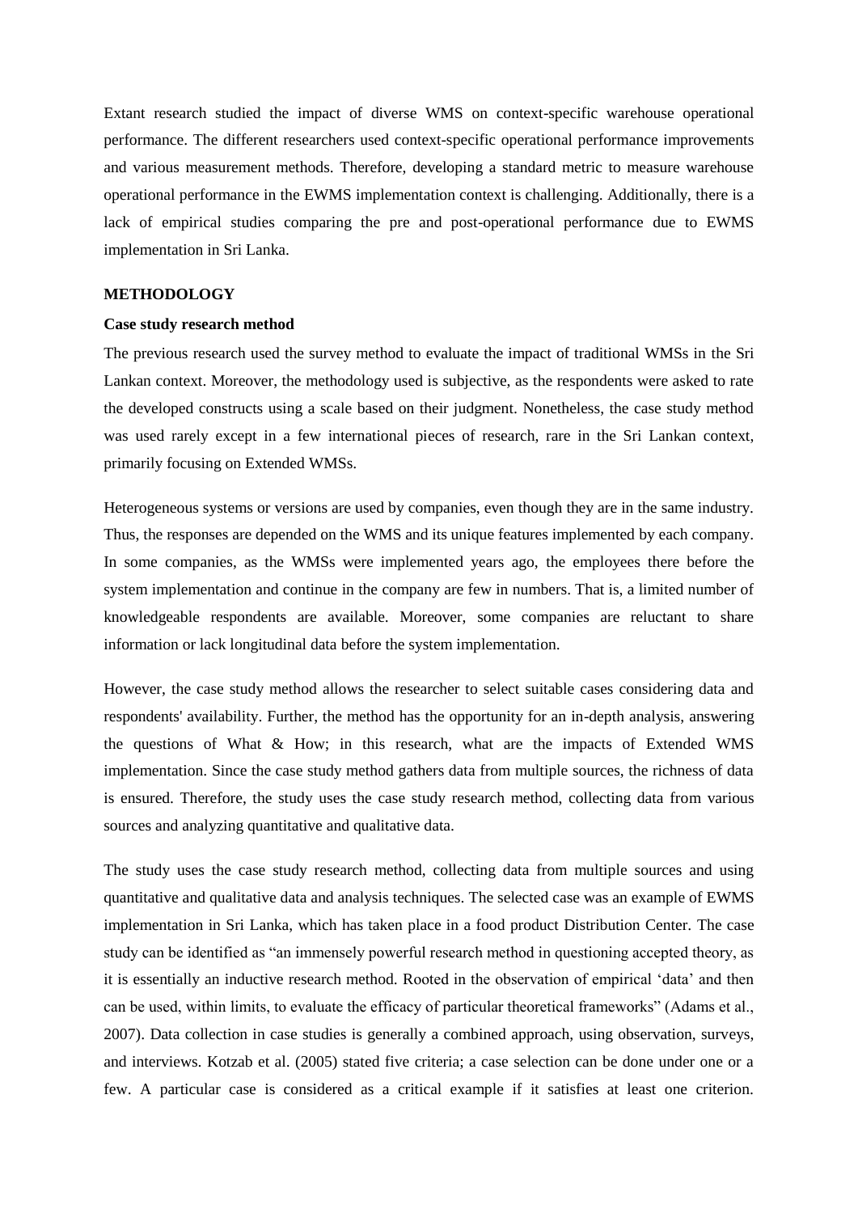Extant research studied the impact of diverse WMS on context-specific warehouse operational performance. The different researchers used context-specific operational performance improvements and various measurement methods. Therefore, developing a standard metric to measure warehouse operational performance in the EWMS implementation context is challenging. Additionally, there is a lack of empirical studies comparing the pre and post-operational performance due to EWMS implementation in Sri Lanka.

## METHODOLOGY

### Case study research method

The previous research used the survey method to evaluate the impact of traditional WMSs in the Sri Lankan context. Moreover, the methodology used is subjective, as the respondents were asked to rate the developed constructs using a scale based on their judgment. Nonetheless, the case study method was used rarely except in a few international pieces of research, rare in the Sri Lankan context, primarily focusing on Extended WMSs.

Heterogeneous systems or versions are used by companies, even though they are in the same industry. Thus, the responses are depended on the WMS and its unique features implemented by each company. In some companies, as the WMSs were implemented years ago, the employees there before the system implementation and continue in the company are few in numbers. That is, a limited number of knowledgeable respondents are available. Moreover, some companies are reluctant to share information or lack longitudinal data before the system implementation.

However, the case study method allows the researcher to select suitable cases considering data and respondents' availability. Further, the method has the opportunity for an in-depth analysis, answering the questions of What & How; in this research, what are the impacts of Extended WMS implementation. Since the case study method gathers data from multiple sources, the richness of data is ensured. Therefore, the study uses the case study research method, collecting data from various sources and analyzing quantitative and qualitative data.

The study uses the case study research method, collecting data from multiple sources and using quantitative and qualitative data and analysis techniques. The selected case was an example of EWMS implementation in Sri Lanka, which has taken place in a food product Distribution Center. The case study can be identified as "an immensely powerful research method in questioning accepted theory, as it is essentially an inductive research method. Rooted in the observation of empirical 'data' and then can be used, within limits, to evaluate the efficacy of particular theoretical frameworks" (Adams et al., 2007). Data collection in case studies is generally a combined approach, using observation, surveys, and interviews. Kotzab et al. (2005) stated five criteria; a case selection can be done under one or a few. A particular case is considered as a critical example if it satisfies at least one criterion.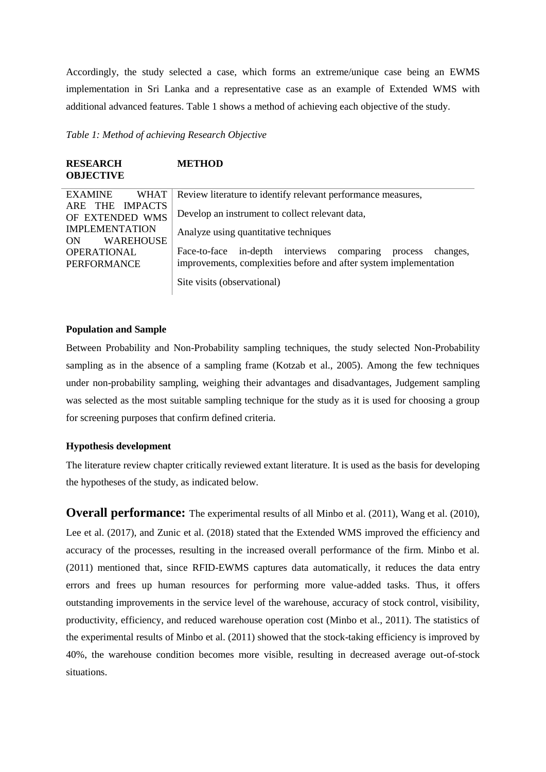Accordingly, the study selected a case, which forms an extreme/unique case being an EWMS implementation in Sri Lanka and a representative case as an example of Extended WMS with additional advanced features. Table 1 shows a method of achieving each objective of the study.

*Table 1: Method of achieving Research Objective*

| RESEARCH OBJECTIVE | METHOD |
| --- | --- |
| EXAMINE WHAT ARE THE IMPACTS OF EXTENDED WMS IMPLEMENTATION ON WAREHOUSE OPERATIONAL PERFORMANCE | Review literature to identify relevant performance measures, |
| | Develop an instrument to collect relevant data, |
| | Analyze using quantitative techniques |
| | Face-to-face in-depth interviews comparing process changes, improvements, complexities before and after system implementation |
| | Site visits (observational) |

**Population and Sample**

Between Probability and Non-Probability sampling techniques, the study selected Non-Probability sampling as in the absence of a sampling frame (Kotzab et al., 2005). Among the few techniques under non-probability sampling, weighing their advantages and disadvantages, Judgement sampling was selected as the most suitable sampling technique for the study as it is used for choosing a group for screening purposes that confirm defined criteria.

**Hypothesis development**

The literature review chapter critically reviewed extant literature. It is used as the basis for developing the hypotheses of the study, as indicated below.

**Overall performance:** The experimental results of all Minbo et al. (2011), Wang et al. (2010), Lee et al. (2017), and Zunic et al. (2018) stated that the Extended WMS improved the efficiency and accuracy of the processes, resulting in the increased overall performance of the firm. Minbo et al. (2011) mentioned that, since RFID-EWMS captures data automatically, it reduces the data entry errors and frees up human resources for performing more value-added tasks. Thus, it offers outstanding improvements in the service level of the warehouse, accuracy of stock control, visibility, productivity, efficiency, and reduced warehouse operation cost (Minbo et al., 2011). The statistics of the experimental results of Minbo et al. (2011) showed that the stock-taking efficiency is improved by 40%, the warehouse condition becomes more visible, resulting in decreased average out-of-stock situations.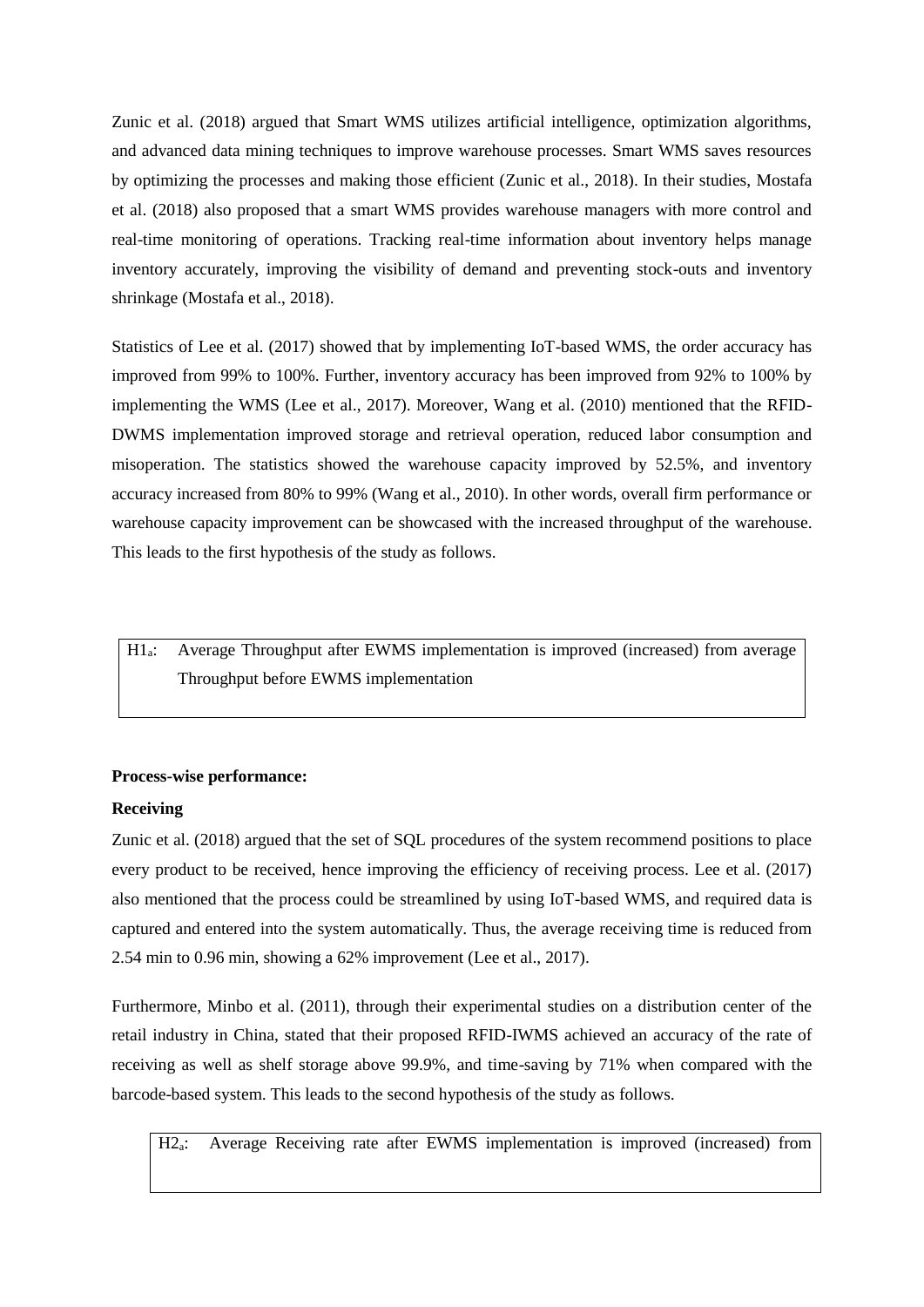Zunic et al. (2018) argued that Smart WMS utilizes artificial intelligence, optimization algorithms, and advanced data mining techniques to improve warehouse processes. Smart WMS saves resources by optimizing the processes and making those efficient (Zunic et al., 2018). In their studies, Mostafa et al. (2018) also proposed that a smart WMS provides warehouse managers with more control and real-time monitoring of operations. Tracking real-time information about inventory helps manage inventory accurately, improving the visibility of demand and preventing stock-outs and inventory shrinkage (Mostafa et al., 2018).

Statistics of Lee et al. (2017) showed that by implementing IoT-based WMS, the order accuracy has improved from 99% to 100%. Further, inventory accuracy has been improved from 92% to 100% by implementing the WMS (Lee et al., 2017). Moreover, Wang et al. (2010) mentioned that the RFID-DWMS implementation improved storage and retrieval operation, reduced labor consumption and misoperation. The statistics showed the warehouse capacity improved by 52.5%, and inventory accuracy increased from 80% to 99% (Wang et al., 2010). In other words, overall firm performance or warehouse capacity improvement can be showcased with the increased throughput of the warehouse. This leads to the first hypothesis of the study as follows.

> $H1_a$: Average Throughput after EWMS implementation is improved (increased) from average Throughput before EWMS implementation

**Process-wise performance:**

**Receiving**

Zunic et al. (2018) argued that the set of SQL procedures of the system recommend positions to place every product to be received, hence improving the efficiency of receiving process. Lee et al. (2017) also mentioned that the process could be streamlined by using IoT-based WMS, and required data is captured and entered into the system automatically. Thus, the average receiving time is reduced from 2.54 min to 0.96 min, showing a 62% improvement (Lee et al., 2017).

Furthermore, Minbo et al. (2011), through their experimental studies on a distribution center of the retail industry in China, stated that their proposed RFID-IWMS achieved an accuracy of the rate of receiving as well as shelf storage above 99.9%, and time-saving by 71% when compared with the barcode-based system. This leads to the second hypothesis of the study as follows.

> $H2_a$: Average Receiving rate after EWMS implementation is improved (increased) from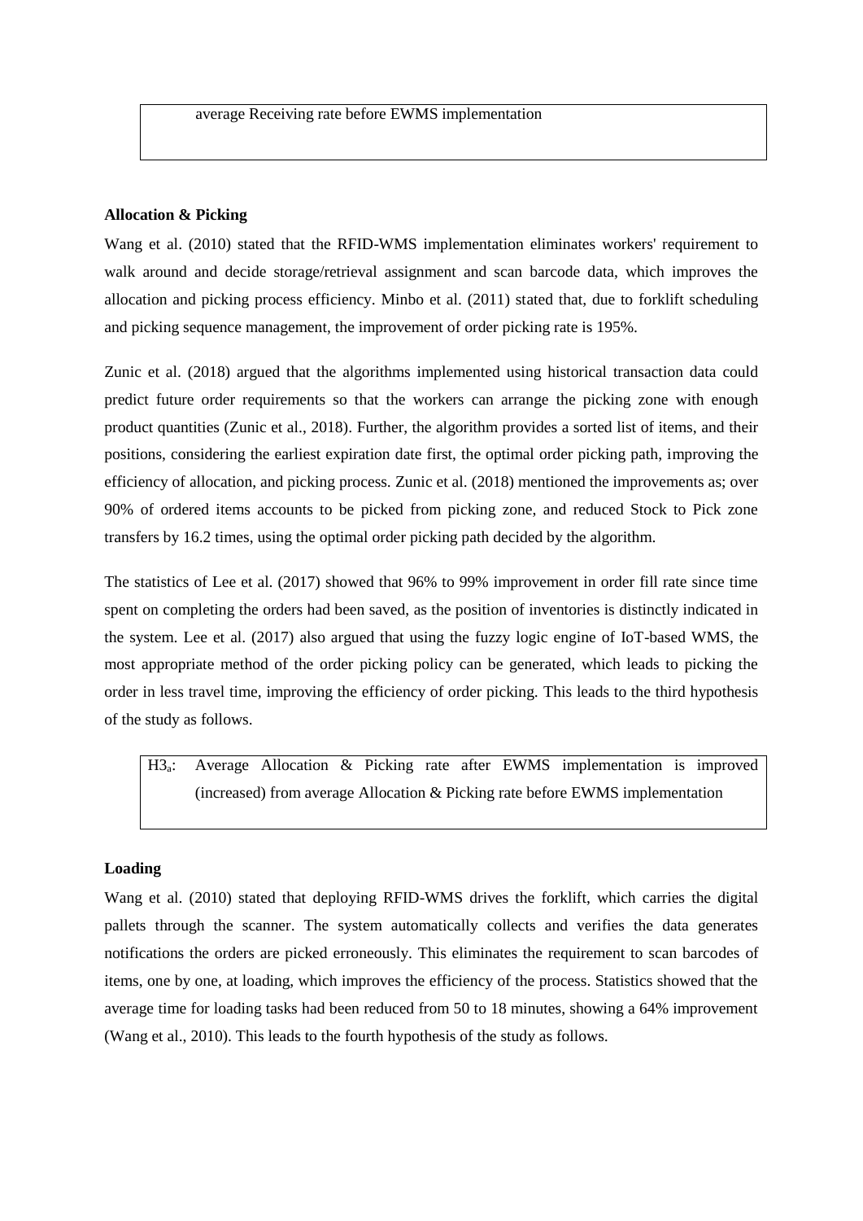average Receiving rate before EWMS implementation

**Allocation & Picking**

Wang et al. (2010) stated that the RFID-WMS implementation eliminates workers' requirement to walk around and decide storage/retrieval assignment and scan barcode data, which improves the allocation and picking process efficiency. Minbo et al. (2011) stated that, due to forklift scheduling and picking sequence management, the improvement of order picking rate is 195%.

Zunic et al. (2018) argued that the algorithms implemented using historical transaction data could predict future order requirements so that the workers can arrange the picking zone with enough product quantities (Zunic et al., 2018). Further, the algorithm provides a sorted list of items, and their positions, considering the earliest expiration date first, the optimal order picking path, improving the efficiency of allocation, and picking process. Zunic et al. (2018) mentioned the improvements as; over 90% of ordered items accounts to be picked from picking zone, and reduced Stock to Pick zone transfers by 16.2 times, using the optimal order picking path decided by the algorithm.

The statistics of Lee et al. (2017) showed that 96% to 99% improvement in order fill rate since time spent on completing the orders had been saved, as the position of inventories is distinctly indicated in the system. Lee et al. (2017) also argued that using the fuzzy logic engine of IoT-based WMS, the most appropriate method of the order picking policy can be generated, which leads to picking the order in less travel time, improving the efficiency of order picking. This leads to the third hypothesis of the study as follows.

$H3_a$: Average Allocation & Picking rate after EWMS implementation is improved (increased) from average Allocation & Picking rate before EWMS implementation

**Loading**

Wang et al. (2010) stated that deploying RFID-WMS drives the forklift, which carries the digital pallets through the scanner. The system automatically collects and verifies the data generates notifications the orders are picked erroneously. This eliminates the requirement to scan barcodes of items, one by one, at loading, which improves the efficiency of the process. Statistics showed that the average time for loading tasks had been reduced from 50 to 18 minutes, showing a 64% improvement (Wang et al., 2010). This leads to the fourth hypothesis of the study as follows.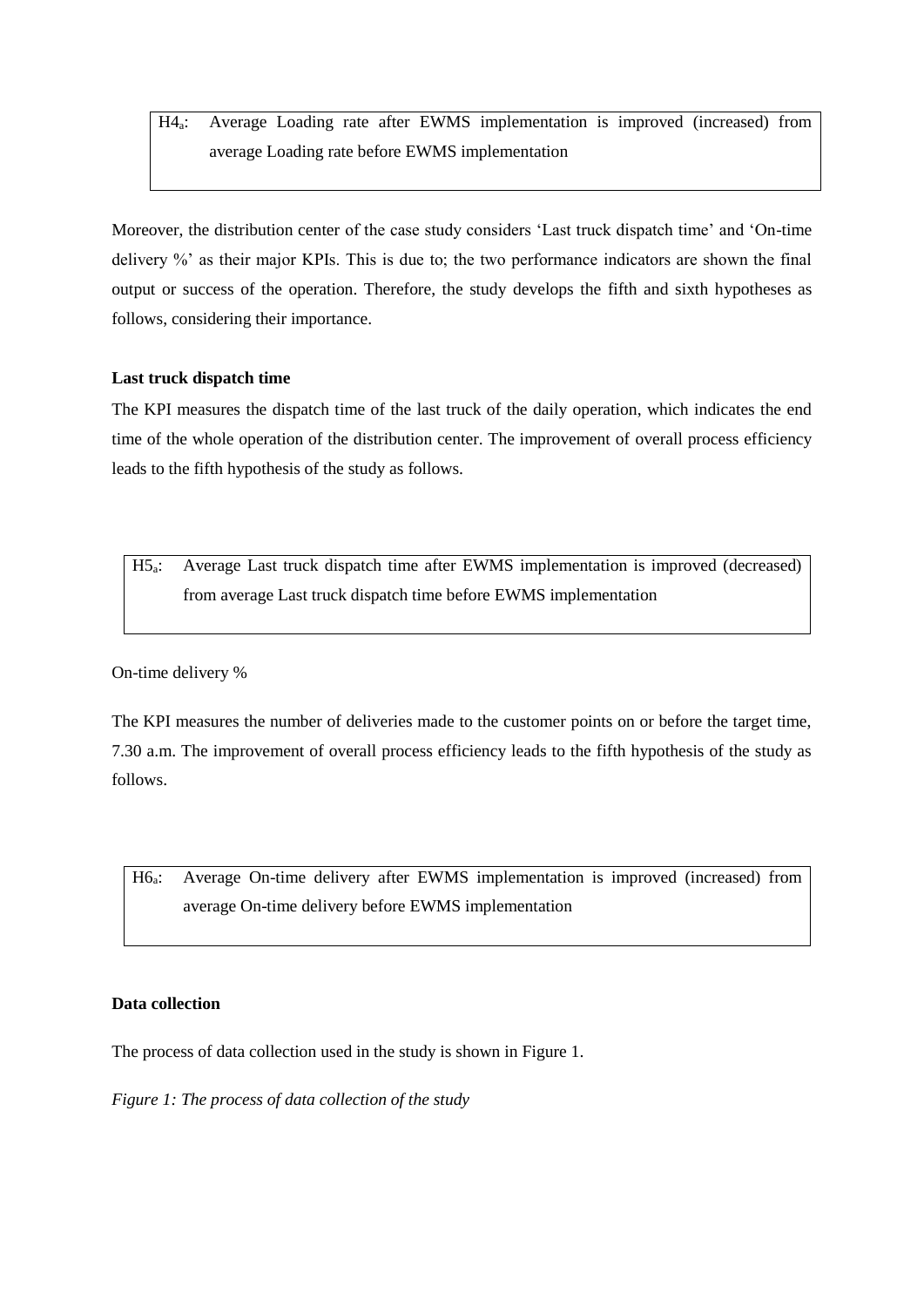> $H4_a$: Average Loading rate after EWMS implementation is improved (increased) from average Loading rate before EWMS implementation

Moreover, the distribution center of the case study considers 'Last truck dispatch time' and 'On-time delivery %' as their major KPIs. This is due to; the two performance indicators are shown the final output or success of the operation. Therefore, the study develops the fifth and sixth hypotheses as follows, considering their importance.

**Last truck dispatch time**

The KPI measures the dispatch time of the last truck of the daily operation, which indicates the end time of the whole operation of the distribution center. The improvement of overall process efficiency leads to the fifth hypothesis of the study as follows.

> $H5_a$: Average Last truck dispatch time after EWMS implementation is improved (decreased) from average Last truck dispatch time before EWMS implementation

On-time delivery %

The KPI measures the number of deliveries made to the customer points on or before the target time, 7.30 a.m. The improvement of overall process efficiency leads to the fifth hypothesis of the study as follows.

> $H6_a$: Average On-time delivery after EWMS implementation is improved (increased) from average On-time delivery before EWMS implementation

**Data collection**

The process of data collection used in the study is shown in Figure 1.

*Figure 1: The process of data collection of the study*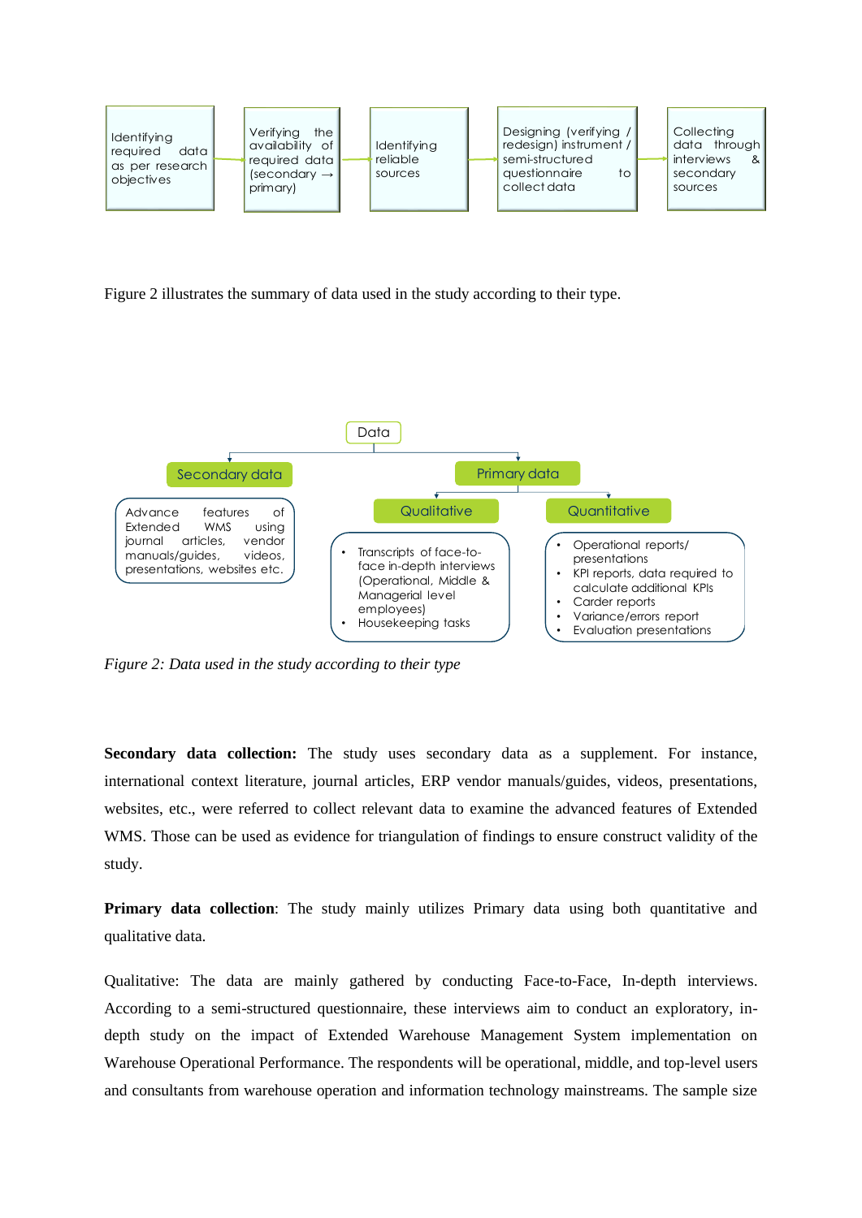Identifying required data as per research objectives → Verifying the availability of required data (secondary → primary) → Identifying reliable sources → Designing (verifying / redesign) instrument / semi-structured questionnaire to collect data → Collecting data through interviews & secondary sources

Figure 2 illustrates the summary of data used in the study according to their type.

Data

- Secondary data
  - Advance features of Extended WMS using journal articles, vendor manuals/guides, videos, presentations, websites etc.
- Primary data
  - Qualitative
    - Transcripts of face-to-face in-depth interviews (Operational, Middle & Managerial level employees)
    - Housekeeping tasks
  - Quantitative
    - Operational reports/ presentations
    - KPI reports, data required to calculate additional KPIs
    - Carder reports
    - Variance/errors report
    - Evaluation presentations

*Figure 2: Data used in the study according to their type*

**Secondary data collection:** The study uses secondary data as a supplement. For instance, international context literature, journal articles, ERP vendor manuals/guides, videos, presentations, websites, etc., were referred to collect relevant data to examine the advanced features of Extended WMS. Those can be used as evidence for triangulation of findings to ensure construct validity of the study.

**Primary data collection**: The study mainly utilizes Primary data using both quantitative and qualitative data.

Qualitative: The data are mainly gathered by conducting Face-to-Face, In-depth interviews. According to a semi-structured questionnaire, these interviews aim to conduct an exploratory, in-depth study on the impact of Extended Warehouse Management System implementation on Warehouse Operational Performance. The respondents will be operational, middle, and top-level users and consultants from warehouse operation and information technology mainstreams. The sample size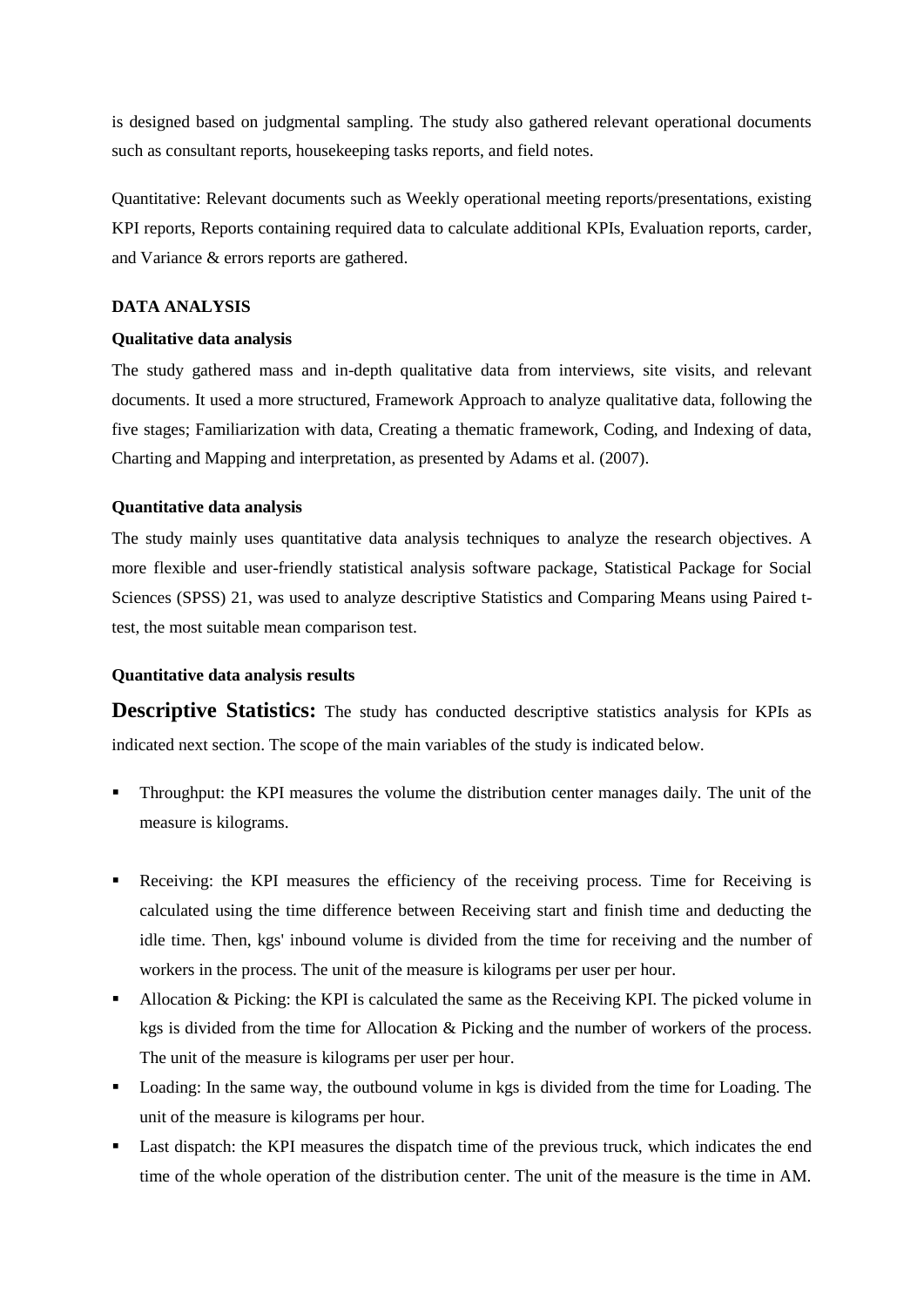is designed based on judgmental sampling. The study also gathered relevant operational documents such as consultant reports, housekeeping tasks reports, and field notes.

Quantitative: Relevant documents such as Weekly operational meeting reports/presentations, existing KPI reports, Reports containing required data to calculate additional KPIs, Evaluation reports, carder, and Variance & errors reports are gathered.

## DATA ANALYSIS

### Qualitative data analysis

The study gathered mass and in-depth qualitative data from interviews, site visits, and relevant documents. It used a more structured, Framework Approach to analyze qualitative data, following the five stages; Familiarization with data, Creating a thematic framework, Coding, and Indexing of data, Charting and Mapping and interpretation, as presented by Adams et al. (2007).

### Quantitative data analysis

The study mainly uses quantitative data analysis techniques to analyze the research objectives. A more flexible and user-friendly statistical analysis software package, Statistical Package for Social Sciences (SPSS) 21, was used to analyze descriptive Statistics and Comparing Means using Paired t-test, the most suitable mean comparison test.

### Quantitative data analysis results

**Descriptive Statistics:** The study has conducted descriptive statistics analysis for KPIs as indicated next section. The scope of the main variables of the study is indicated below.

- Throughput: the KPI measures the volume the distribution center manages daily. The unit of the measure is kilograms.
- Receiving: the KPI measures the efficiency of the receiving process. Time for Receiving is calculated using the time difference between Receiving start and finish time and deducting the idle time. Then, kgs' inbound volume is divided from the time for receiving and the number of workers in the process. The unit of the measure is kilograms per user per hour.
- Allocation & Picking: the KPI is calculated the same as the Receiving KPI. The picked volume in kgs is divided from the time for Allocation & Picking and the number of workers of the process. The unit of the measure is kilograms per user per hour.
- Loading: In the same way, the outbound volume in kgs is divided from the time for Loading. The unit of the measure is kilograms per hour.
- Last dispatch: the KPI measures the dispatch time of the previous truck, which indicates the end time of the whole operation of the distribution center. The unit of the measure is the time in AM.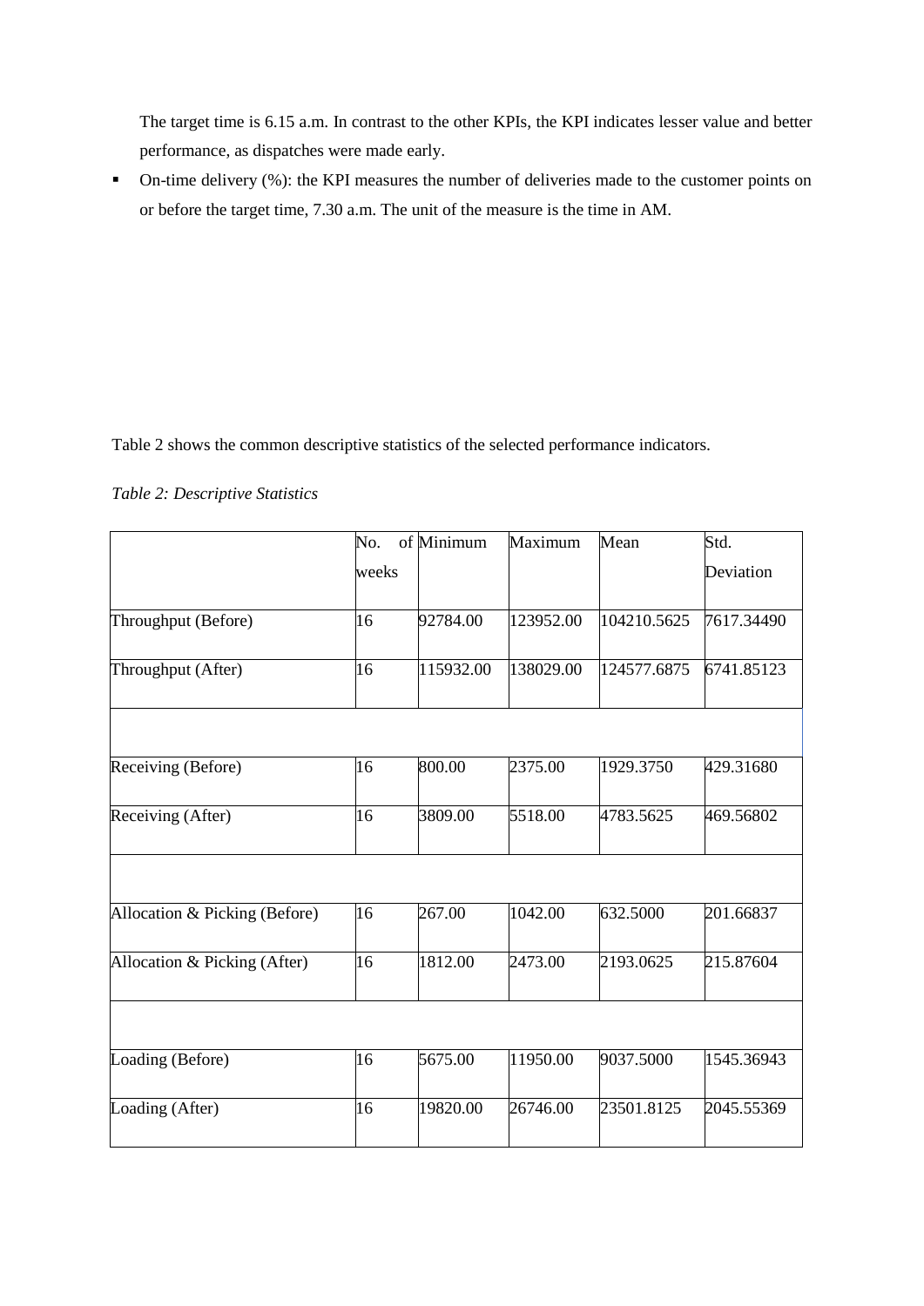The target time is 6.15 a.m. In contrast to the other KPIs, the KPI indicates lesser value and better performance, as dispatches were made early.

- On-time delivery (%): the KPI measures the number of deliveries made to the customer points on or before the target time, 7.30 a.m. The unit of the measure is the time in AM.

Table 2 shows the common descriptive statistics of the selected performance indicators.

*Table 2: Descriptive Statistics*

| | No. of weeks | Minimum | Maximum | Mean | Std. Deviation |
|---|---|---|---|---|---|
| Throughput (Before) | 16 | 92784.00 | 123952.00 | 104210.5625 | 7617.34490 |
| Throughput (After) | 16 | 115932.00 | 138029.00 | 124577.6875 | 6741.85123 |
| | | | | | |
| Receiving (Before) | 16 | 800.00 | 2375.00 | 1929.3750 | 429.31680 |
| Receiving (After) | 16 | 3809.00 | 5518.00 | 4783.5625 | 469.56802 |
| | | | | | |
| Allocation & Picking (Before) | 16 | 267.00 | 1042.00 | 632.5000 | 201.66837 |
| Allocation & Picking (After) | 16 | 1812.00 | 2473.00 | 2193.0625 | 215.87604 |
| | | | | | |
| Loading (Before) | 16 | 5675.00 | 11950.00 | 9037.5000 | 1545.36943 |
| Loading (After) | 16 | 19820.00 | 26746.00 | 23501.8125 | 2045.55369 |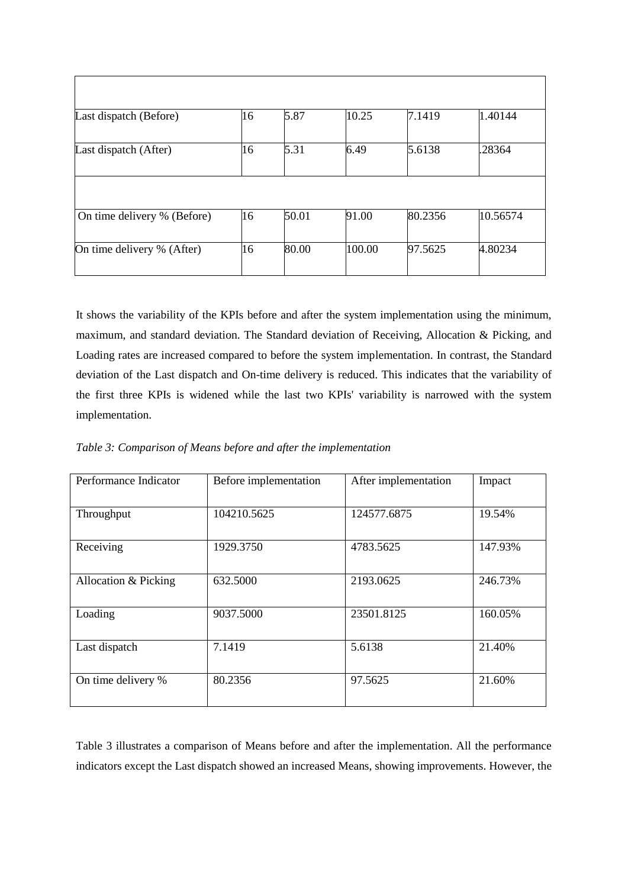| | | | | | |
|---|---|---|---|---|---|
| | | | | | |
| Last dispatch (Before) | 16 | 5.87 | 10.25 | 7.1419 | 1.40144 |
| Last dispatch (After) | 16 | 5.31 | 6.49 | 5.6138 | .28364 |
| | | | | | |
| On time delivery % (Before) | 16 | 50.01 | 91.00 | 80.2356 | 10.56574 |
| On time delivery % (After) | 16 | 80.00 | 100.00 | 97.5625 | 4.80234 |

It shows the variability of the KPIs before and after the system implementation using the minimum, maximum, and standard deviation. The Standard deviation of Receiving, Allocation & Picking, and Loading rates are increased compared to before the system implementation. In contrast, the Standard deviation of the Last dispatch and On-time delivery is reduced. This indicates that the variability of the first three KPIs is widened while the last two KPIs' variability is narrowed with the system implementation.

*Table 3: Comparison of Means before and after the implementation*

| Performance Indicator | Before implementation | After implementation | Impact |
|---|---|---|---|
| Throughput | 104210.5625 | 124577.6875 | 19.54% |
| Receiving | 1929.3750 | 4783.5625 | 147.93% |
| Allocation & Picking | 632.5000 | 2193.0625 | 246.73% |
| Loading | 9037.5000 | 23501.8125 | 160.05% |
| Last dispatch | 7.1419 | 5.6138 | 21.40% |
| On time delivery % | 80.2356 | 97.5625 | 21.60% |

Table 3 illustrates a comparison of Means before and after the implementation. All the performance indicators except the Last dispatch showed an increased Means, showing improvements. However, the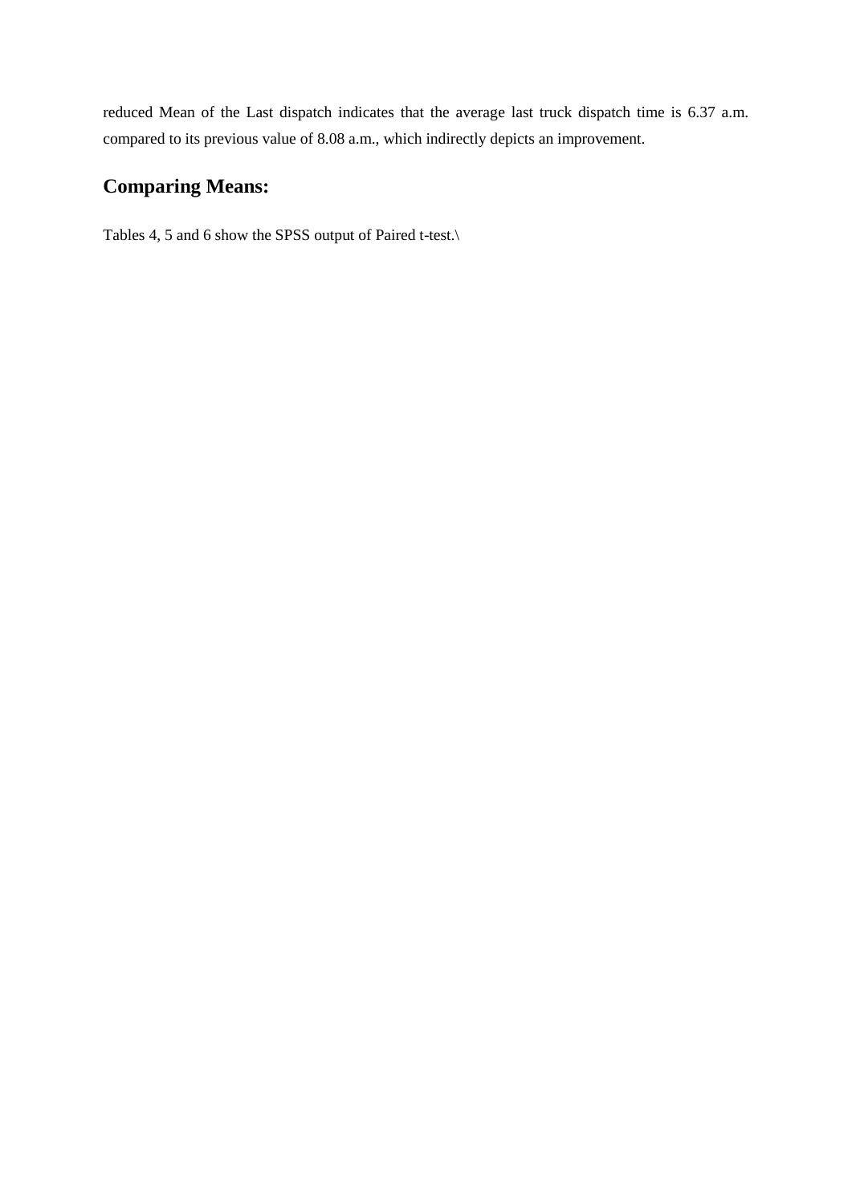reduced Mean of the Last dispatch indicates that the average last truck dispatch time is 6.37 a.m. compared to its previous value of 8.08 a.m., which indirectly depicts an improvement.

## Comparing Means:

Tables 4, 5 and 6 show the SPSS output of Paired t-test.\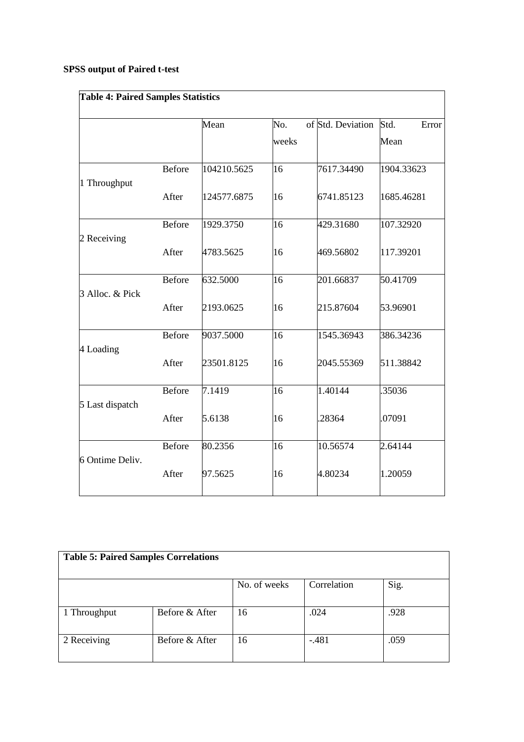**SPSS output of Paired t-test**

| **Table 4: Paired Samples Statistics** | | | | | |
|---|---|---|---|---|---|
| | | Mean | No. of weeks | Std. Deviation | Std. Error Mean |
| 1 Throughput | Before | 104210.5625 | 16 | 7617.34490 | 1904.33623 |
| | After | 124577.6875 | 16 | 6741.85123 | 1685.46281 |
| 2 Receiving | Before | 1929.3750 | 16 | 429.31680 | 107.32920 |
| | After | 4783.5625 | 16 | 469.56802 | 117.39201 |
| 3 Alloc. & Pick | Before | 632.5000 | 16 | 201.66837 | 50.41709 |
| | After | 2193.0625 | 16 | 215.87604 | 53.96901 |
| 4 Loading | Before | 9037.5000 | 16 | 1545.36943 | 386.34236 |
| | After | 23501.8125 | 16 | 2045.55369 | 511.38842 |
| 5 Last dispatch | Before | 7.1419 | 16 | 1.40144 | .35036 |
| | After | 5.6138 | 16 | .28364 | .07091 |
| 6 Ontime Deliv. | Before | 80.2356 | 16 | 10.56574 | 2.64144 |
| | After | 97.5625 | 16 | 4.80234 | 1.20059 |

| **Table 5: Paired Samples Correlations** | | | | |
|---|---|---|---|---|
| | | No. of weeks | Correlation | Sig. |
| 1 Throughput | Before & After | 16 | .024 | .928 |
| 2 Receiving | Before & After | 16 | -.481 | .059 |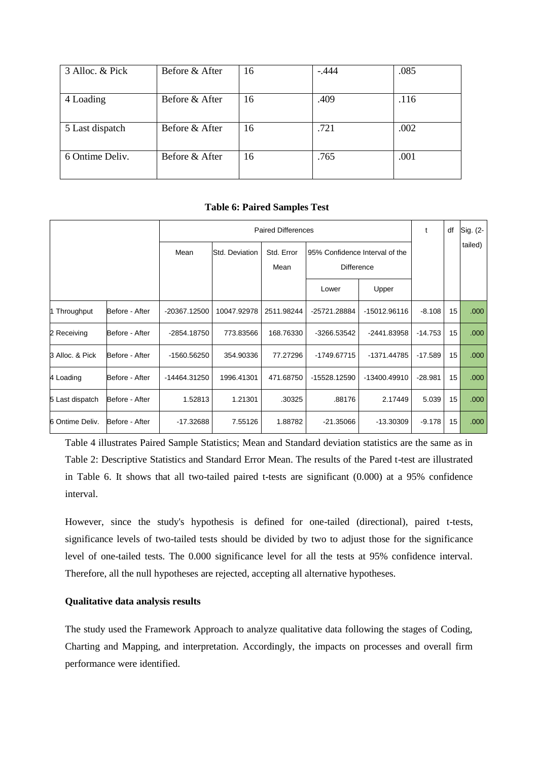| 3 Alloc. & Pick | Before & After | 16 | -.444 | .085 |
|---|---|---|---|---|
| 4 Loading | Before & After | 16 | .409 | .116 |
| 5 Last dispatch | Before & After | 16 | .721 | .002 |
| 6 Ontime Deliv. | Before & After | 16 | .765 | .001 |

**Table 6: Paired Samples Test**

| | | Paired Differences | | | | | t | df | Sig. (2-tailed) |
|---|---|---|---|---|---|---|---|---|---|
| | | Mean | Std. Deviation | Std. Error Mean | 95% Confidence Interval of the Difference | | | | |
| | | | | | Lower | Upper | | | |
| 1 Throughput | Before - After | -20367.12500 | 10047.92978 | 2511.98244 | -25721.28884 | -15012.96116 | -8.108 | 15 | .000 |
| 2 Receiving | Before - After | -2854.18750 | 773.83566 | 168.76330 | -3266.53542 | -2441.83958 | -14.753 | 15 | .000 |
| 3 Alloc. & Pick | Before - After | -1560.56250 | 354.90336 | 77.27296 | -1749.67715 | -1371.44785 | -17.589 | 15 | .000 |
| 4 Loading | Before - After | -14464.31250 | 1996.41301 | 471.68750 | -15528.12590 | -13400.49910 | -28.981 | 15 | .000 |
| 5 Last dispatch | Before - After | 1.52813 | 1.21301 | .30325 | .88176 | 2.17449 | 5.039 | 15 | .000 |
| 6 Ontime Deliv. | Before - After | -17.32688 | 7.55126 | 1.88782 | -21.35066 | -13.30309 | -9.178 | 15 | .000 |

Table 4 illustrates Paired Sample Statistics; Mean and Standard deviation statistics are the same as in Table 2: Descriptive Statistics and Standard Error Mean. The results of the Pared t-test are illustrated in Table 6. It shows that all two-tailed paired t-tests are significant (0.000) at a 95% confidence interval.

However, since the study's hypothesis is defined for one-tailed (directional), paired t-tests, significance levels of two-tailed tests should be divided by two to adjust those for the significance level of one-tailed tests. The 0.000 significance level for all the tests at 95% confidence interval. Therefore, all the null hypotheses are rejected, accepting all alternative hypotheses.

**Qualitative data analysis results**

The study used the Framework Approach to analyze qualitative data following the stages of Coding, Charting and Mapping, and interpretation. Accordingly, the impacts on processes and overall firm performance were identified.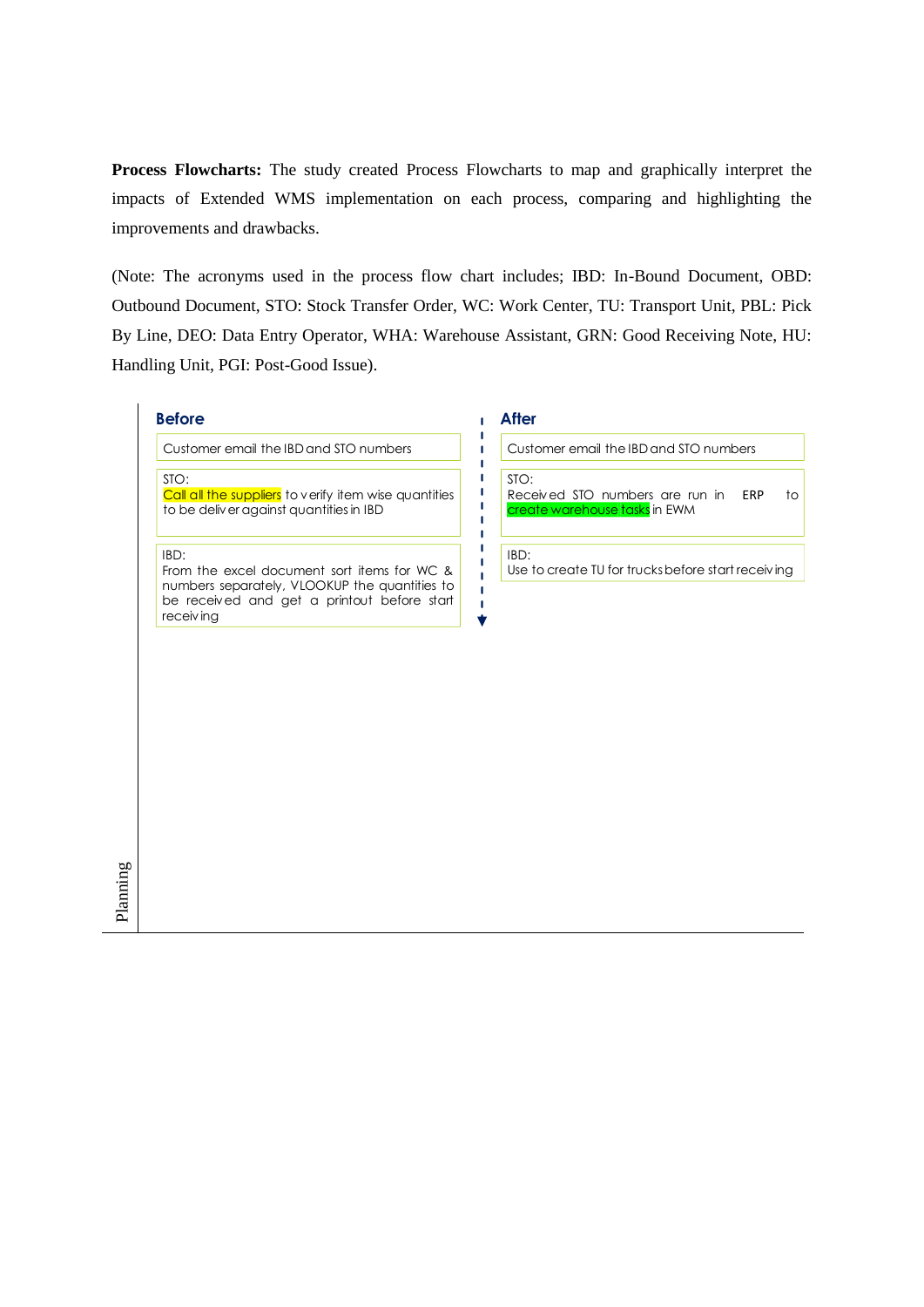**Process Flowcharts:** The study created Process Flowcharts to map and graphically interpret the impacts of Extended WMS implementation on each process, comparing and highlighting the improvements and drawbacks.

(Note: The acronyms used in the process flow chart includes; IBD: In-Bound Document, OBD: Outbound Document, STO: Stock Transfer Order, WC: Work Center, TU: Transport Unit, PBL: Pick By Line, DEO: Data Entry Operator, WHA: Warehouse Assistant, GRN: Good Receiving Note, HU: Handling Unit, PGI: Post-Good Issue).

| | Before | After |
|---|---|---|
| Planning | Customer email the IBD and STO numbers | Customer email the IBD and STO numbers |
| | STO: Call all the suppliers to verify item wise quantities to be deliver against quantities in IBD | STO: Received STO numbers are run in ERP to create warehouse tasks in EWM |
| | IBD: From the excel document sort items for WC & numbers separately, VLOOKUP the quantities to be received and get a printout before start receiving | IBD: Use to create TU for trucks before start receiving |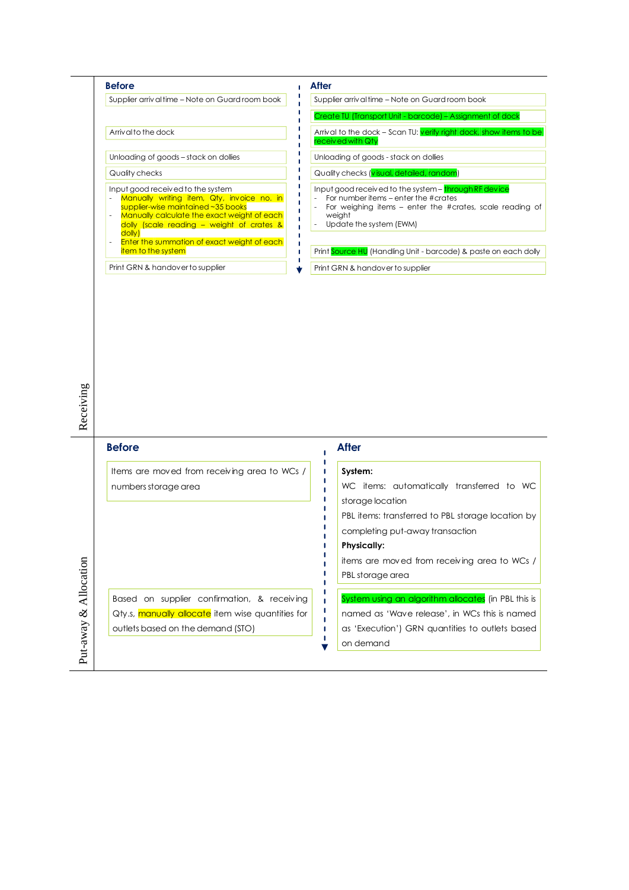## Receiving

| Before | After |
|---|---|
| Supplier arrival time – Note on Guard room book | Supplier arrival time – Note on Guard room book |
| | Create TU (Transport Unit - barcode) – Assignment of dock |
| Arrival to the dock | Arrival to the dock – Scan TU: verify right dock, show items to be received with Qty |
| Unloading of goods – stack on dollies | Unloading of goods - stack on dollies |
| Quality checks | Quality checks (visual, detailed, random) |
| Input good received to the system<br>- Manually writing item, Qty, invoice no. in supplier-wise maintained ~35 books<br>- Manually calculate the exact weight of each dolly (scale reading – weight of crates & dolly)<br>- Enter the summation of exact weight of each item to the system | Input good received to the system – through RF device<br>- For number items – enter the #crates<br>- For weighing items – enter the #crates, scale reading of weight<br>- Update the system (EWM) |
| | Print Source HU (Handling Unit - barcode) & paste on each dolly |
| Print GRN & handover to supplier | Print GRN & handover to supplier |

## Put-away & Allocation

| Before | After |
|---|---|
| Items are moved from receiving area to WCs / numbers storage area | **System:**<br>WC items: automatically transferred to WC storage location<br>PBL items: transferred to PBL storage location by completing put-away transaction<br>**Physically:**<br>items are moved from receiving area to WCs / PBL storage area |
| Based on supplier confirmation, & receiving Qty.s, manually allocate item wise quantities for outlets based on the demand (STO) | System using an algorithm allocates (in PBL this is named as 'Wave release', in WCs this is named as 'Execution') GRN quantities to outlets based on demand |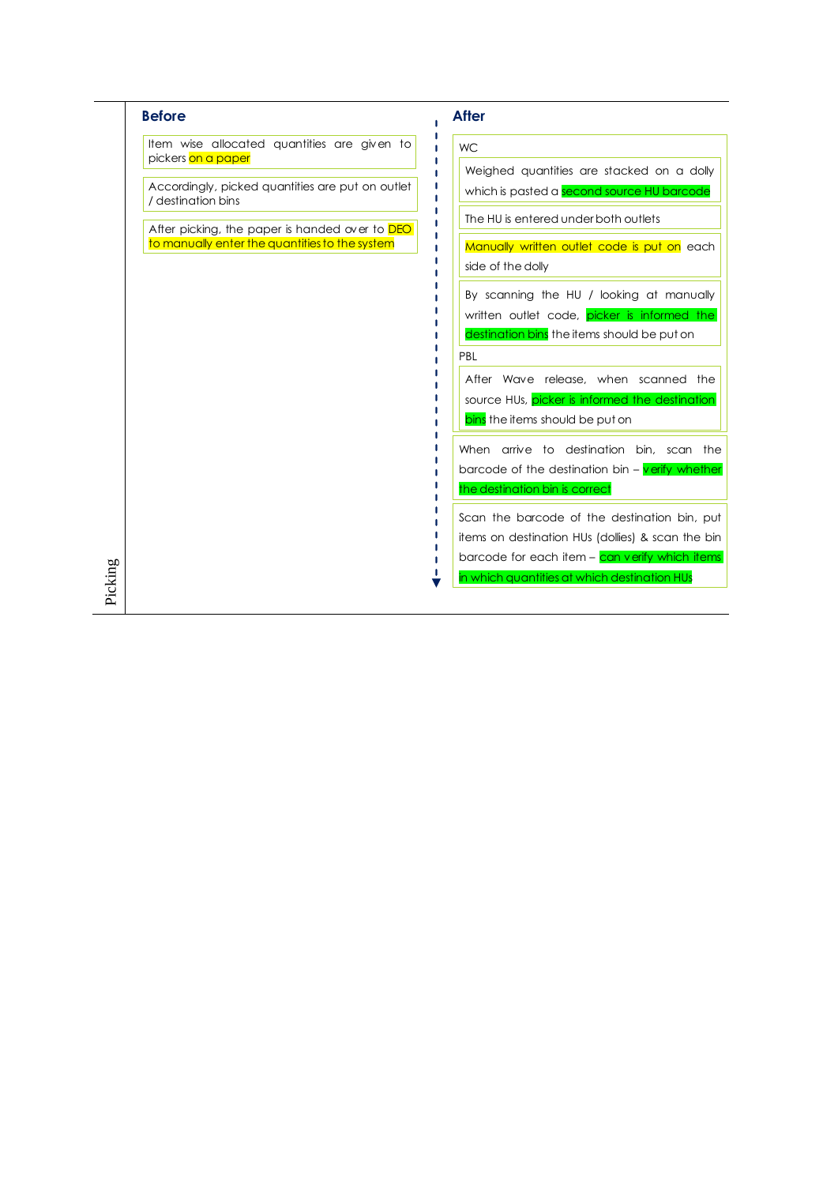**Picking**

| Before | After |
|---|---|
| Item wise allocated quantities are given to pickers on a paper | **WC** |
| Accordingly, picked quantities are put on outlet / destination bins | Weighed quantities are stacked on a dolly which is pasted a second source HU barcode |
| After picking, the paper is handed over to DEO to manually enter the quantities to the system | The HU is entered under both outlets |
| | Manually written outlet code is put on each side of the dolly |
| | By scanning the HU / looking at manually written outlet code, picker is informed the destination bins the items should be put on |
| | **PBL** |
| | After Wave release, when scanned the source HUs, picker is informed the destination bins the items should be put on |
| | When arrive to destination bin, scan the barcode of the destination bin – verify whether the destination bin is correct |
| | Scan the barcode of the destination bin, put items on destination HUs (dollies) & scan the bin barcode for each item – can verify which items in which quantities at which destination HUs |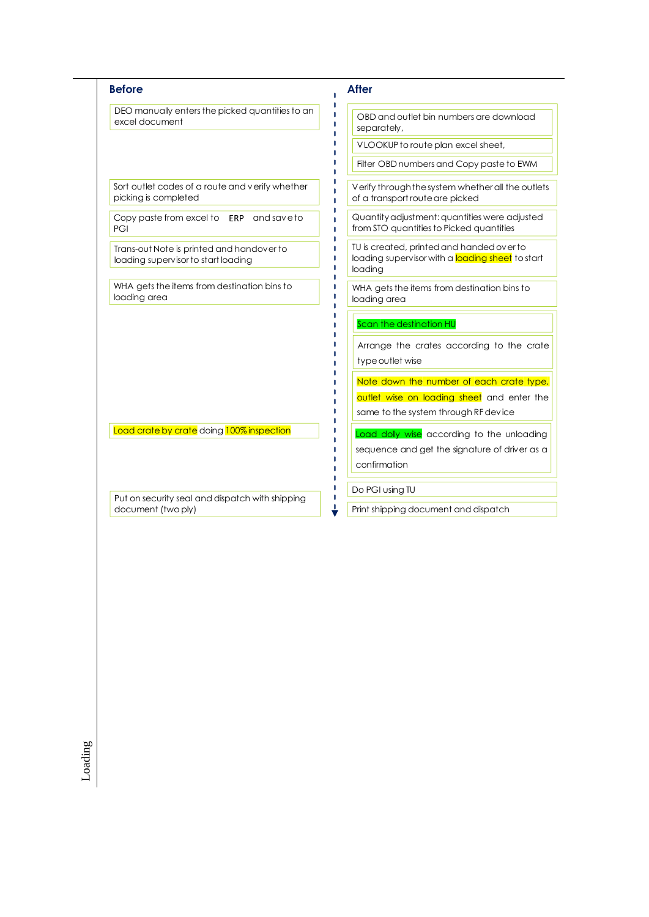**Loading**

| Before | After |
| --- | --- |
| DEO manually enters the picked quantities to an excel document | OBD and outlet bin numbers are download separately, <br> VLOOKUP to route plan excel sheet, <br> Filter OBD numbers and Copy paste to EWM |
| Sort outlet codes of a route and verify whether picking is completed | Verify through the system whether all the outlets of a transport route are picked |
| Copy paste from excel to ERP and save to PGI | Quantity adjustment: quantities were adjusted from STO quantities to Picked quantities |
| Trans-out Note is printed and handover to loading supervisor to start loading | TU is created, printed and handed over to loading supervisor with a loading sheet to start loading |
| WHA gets the items from destination bins to loading area | WHA gets the items from destination bins to loading area |
| | Scan the destination HU <br> Arrange the crates according to the crate type outlet wise <br> Note down the number of each crate type, outlet wise on loading sheet and enter the same to the system through RF device |
| Load crate by crate doing 100% inspection | Load dolly wise according to the unloading sequence and get the signature of driver as a confirmation |
| | Do PGI using TU |
| Put on security seal and dispatch with shipping document (two ply) | Print shipping document and dispatch |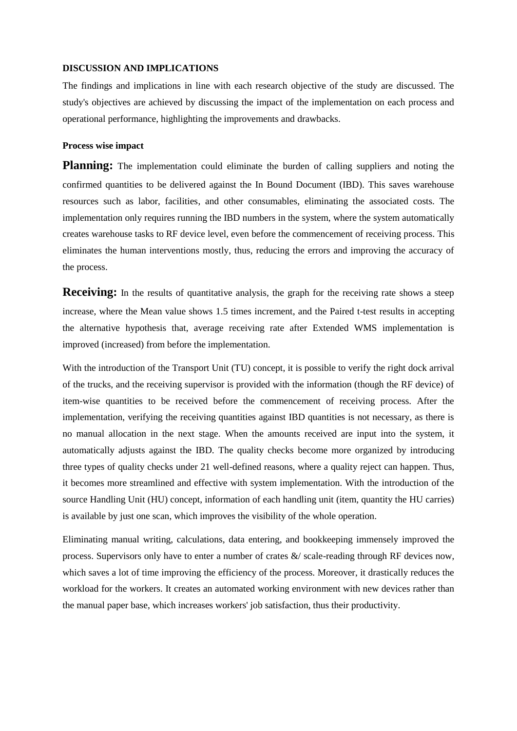**DISCUSSION AND IMPLICATIONS**

The findings and implications in line with each research objective of the study are discussed. The study's objectives are achieved by discussing the impact of the implementation on each process and operational performance, highlighting the improvements and drawbacks.

**Process wise impact**

**Planning:** The implementation could eliminate the burden of calling suppliers and noting the confirmed quantities to be delivered against the In Bound Document (IBD). This saves warehouse resources such as labor, facilities, and other consumables, eliminating the associated costs. The implementation only requires running the IBD numbers in the system, where the system automatically creates warehouse tasks to RF device level, even before the commencement of receiving process. This eliminates the human interventions mostly, thus, reducing the errors and improving the accuracy of the process.

**Receiving:** In the results of quantitative analysis, the graph for the receiving rate shows a steep increase, where the Mean value shows 1.5 times increment, and the Paired t-test results in accepting the alternative hypothesis that, average receiving rate after Extended WMS implementation is improved (increased) from before the implementation.

With the introduction of the Transport Unit (TU) concept, it is possible to verify the right dock arrival of the trucks, and the receiving supervisor is provided with the information (though the RF device) of item-wise quantities to be received before the commencement of receiving process. After the implementation, verifying the receiving quantities against IBD quantities is not necessary, as there is no manual allocation in the next stage. When the amounts received are input into the system, it automatically adjusts against the IBD. The quality checks become more organized by introducing three types of quality checks under 21 well-defined reasons, where a quality reject can happen. Thus, it becomes more streamlined and effective with system implementation. With the introduction of the source Handling Unit (HU) concept, information of each handling unit (item, quantity the HU carries) is available by just one scan, which improves the visibility of the whole operation.

Eliminating manual writing, calculations, data entering, and bookkeeping immensely improved the process. Supervisors only have to enter a number of crates &/ scale-reading through RF devices now, which saves a lot of time improving the efficiency of the process. Moreover, it drastically reduces the workload for the workers. It creates an automated working environment with new devices rather than the manual paper base, which increases workers' job satisfaction, thus their productivity.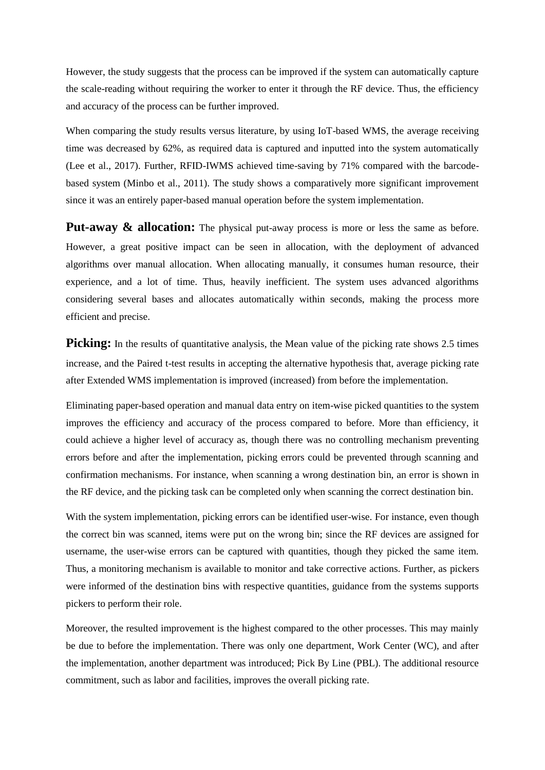However, the study suggests that the process can be improved if the system can automatically capture the scale-reading without requiring the worker to enter it through the RF device. Thus, the efficiency and accuracy of the process can be further improved.

When comparing the study results versus literature, by using IoT-based WMS, the average receiving time was decreased by 62%, as required data is captured and inputted into the system automatically (Lee et al., 2017). Further, RFID-IWMS achieved time-saving by 71% compared with the barcode-based system (Minbo et al., 2011). The study shows a comparatively more significant improvement since it was an entirely paper-based manual operation before the system implementation.

**Put-away & allocation:** The physical put-away process is more or less the same as before. However, a great positive impact can be seen in allocation, with the deployment of advanced algorithms over manual allocation. When allocating manually, it consumes human resource, their experience, and a lot of time. Thus, heavily inefficient. The system uses advanced algorithms considering several bases and allocates automatically within seconds, making the process more efficient and precise.

**Picking:** In the results of quantitative analysis, the Mean value of the picking rate shows 2.5 times increase, and the Paired t-test results in accepting the alternative hypothesis that, average picking rate after Extended WMS implementation is improved (increased) from before the implementation.

Eliminating paper-based operation and manual data entry on item-wise picked quantities to the system improves the efficiency and accuracy of the process compared to before. More than efficiency, it could achieve a higher level of accuracy as, though there was no controlling mechanism preventing errors before and after the implementation, picking errors could be prevented through scanning and confirmation mechanisms. For instance, when scanning a wrong destination bin, an error is shown in the RF device, and the picking task can be completed only when scanning the correct destination bin.

With the system implementation, picking errors can be identified user-wise. For instance, even though the correct bin was scanned, items were put on the wrong bin; since the RF devices are assigned for username, the user-wise errors can be captured with quantities, though they picked the same item. Thus, a monitoring mechanism is available to monitor and take corrective actions. Further, as pickers were informed of the destination bins with respective quantities, guidance from the systems supports pickers to perform their role.

Moreover, the resulted improvement is the highest compared to the other processes. This may mainly be due to before the implementation. There was only one department, Work Center (WC), and after the implementation, another department was introduced; Pick By Line (PBL). The additional resource commitment, such as labor and facilities, improves the overall picking rate.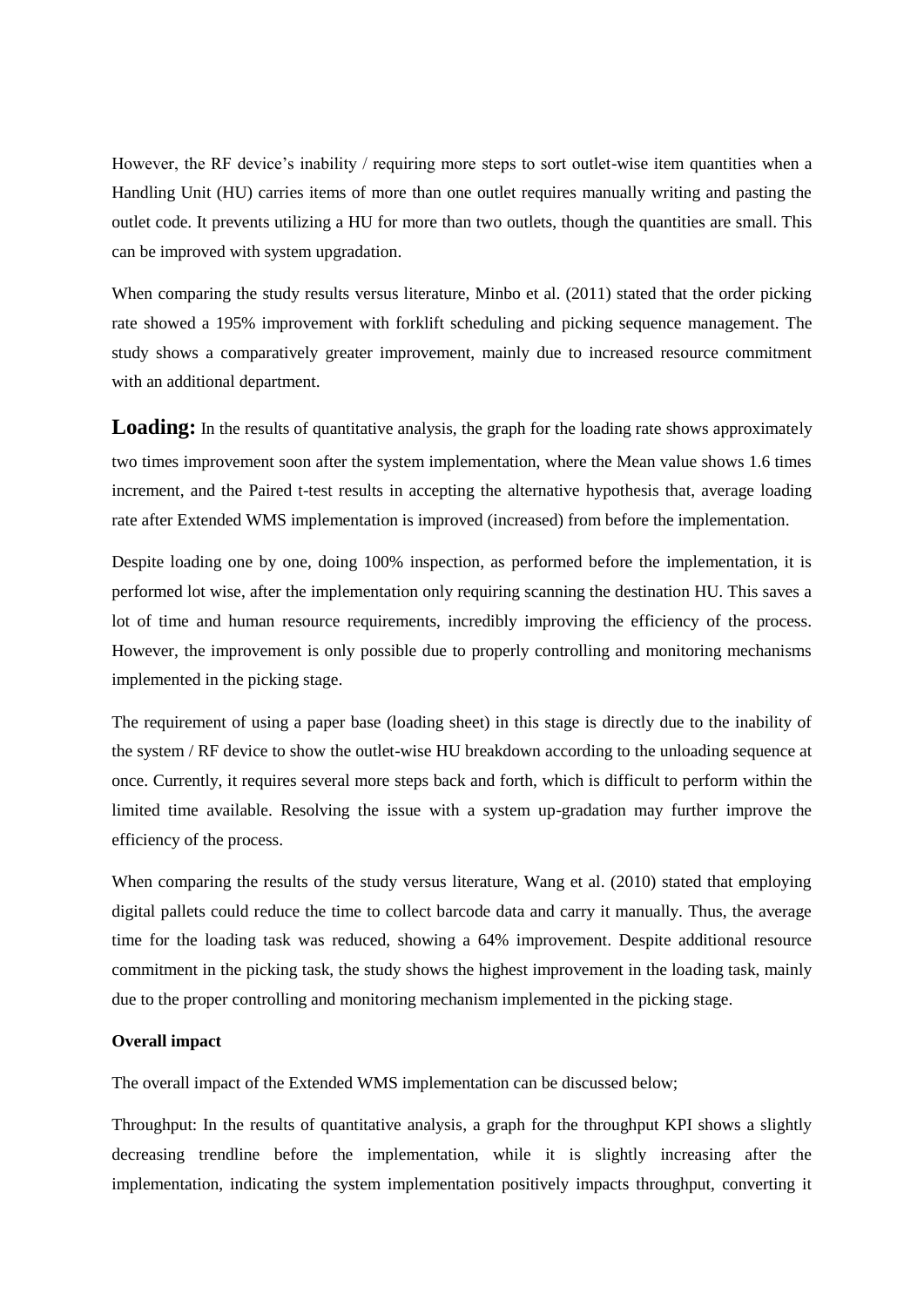However, the RF device's inability / requiring more steps to sort outlet-wise item quantities when a Handling Unit (HU) carries items of more than one outlet requires manually writing and pasting the outlet code. It prevents utilizing a HU for more than two outlets, though the quantities are small. This can be improved with system upgradation.

When comparing the study results versus literature, Minbo et al. (2011) stated that the order picking rate showed a 195% improvement with forklift scheduling and picking sequence management. The study shows a comparatively greater improvement, mainly due to increased resource commitment with an additional department.

**Loading:** In the results of quantitative analysis, the graph for the loading rate shows approximately two times improvement soon after the system implementation, where the Mean value shows 1.6 times increment, and the Paired t-test results in accepting the alternative hypothesis that, average loading rate after Extended WMS implementation is improved (increased) from before the implementation.

Despite loading one by one, doing 100% inspection, as performed before the implementation, it is performed lot wise, after the implementation only requiring scanning the destination HU. This saves a lot of time and human resource requirements, incredibly improving the efficiency of the process. However, the improvement is only possible due to properly controlling and monitoring mechanisms implemented in the picking stage.

The requirement of using a paper base (loading sheet) in this stage is directly due to the inability of the system / RF device to show the outlet-wise HU breakdown according to the unloading sequence at once. Currently, it requires several more steps back and forth, which is difficult to perform within the limited time available. Resolving the issue with a system up-gradation may further improve the efficiency of the process.

When comparing the results of the study versus literature, Wang et al. (2010) stated that employing digital pallets could reduce the time to collect barcode data and carry it manually. Thus, the average time for the loading task was reduced, showing a 64% improvement. Despite additional resource commitment in the picking task, the study shows the highest improvement in the loading task, mainly due to the proper controlling and monitoring mechanism implemented in the picking stage.

**Overall impact**

The overall impact of the Extended WMS implementation can be discussed below;

Throughput: In the results of quantitative analysis, a graph for the throughput KPI shows a slightly decreasing trendline before the implementation, while it is slightly increasing after the implementation, indicating the system implementation positively impacts throughput, converting it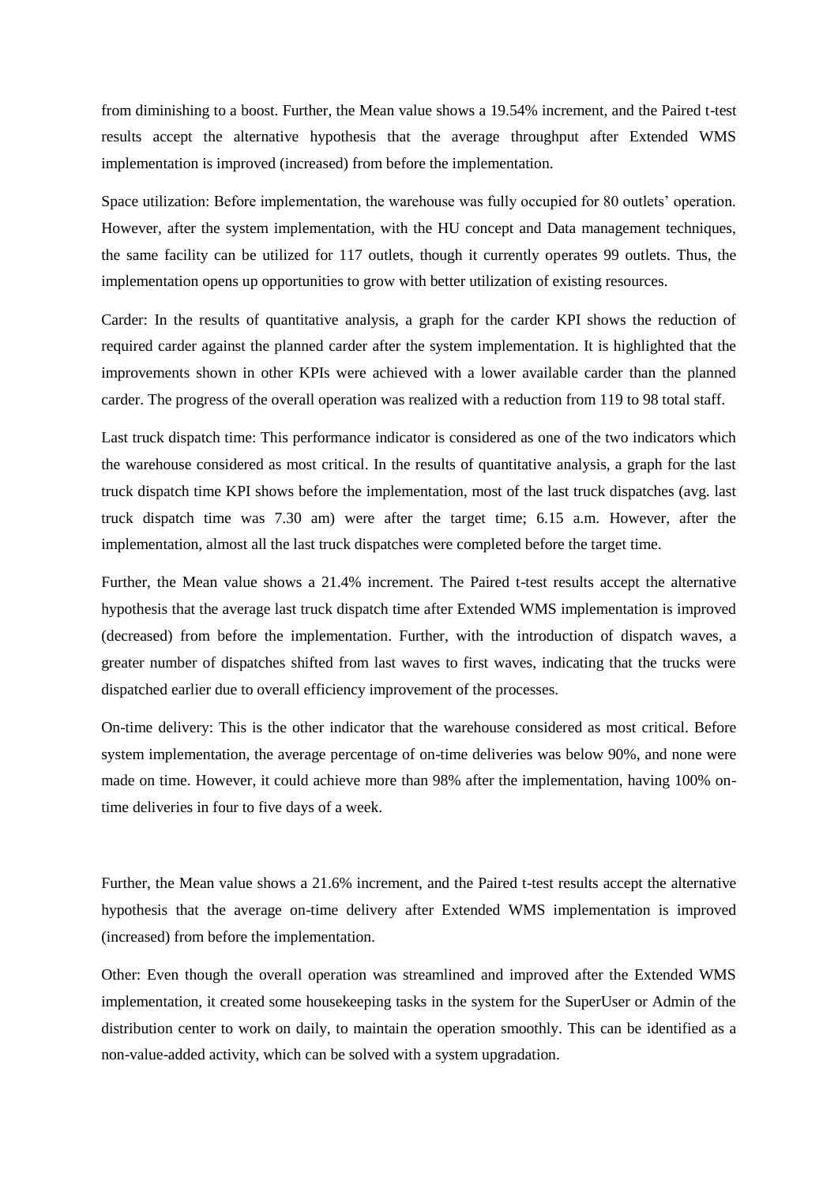from diminishing to a boost. Further, the Mean value shows a 19.54% increment, and the Paired t-test results accept the alternative hypothesis that the average throughput after Extended WMS implementation is improved (increased) from before the implementation.

Space utilization: Before implementation, the warehouse was fully occupied for 80 outlets' operation. However, after the system implementation, with the HU concept and Data management techniques, the same facility can be utilized for 117 outlets, though it currently operates 99 outlets. Thus, the implementation opens up opportunities to grow with better utilization of existing resources.

Carder: In the results of quantitative analysis, a graph for the carder KPI shows the reduction of required carder against the planned carder after the system implementation. It is highlighted that the improvements shown in other KPIs were achieved with a lower available carder than the planned carder. The progress of the overall operation was realized with a reduction from 119 to 98 total staff.

Last truck dispatch time: This performance indicator is considered as one of the two indicators which the warehouse considered as most critical. In the results of quantitative analysis, a graph for the last truck dispatch time KPI shows before the implementation, most of the last truck dispatches (avg. last truck dispatch time was 7.30 am) were after the target time; 6.15 a.m. However, after the implementation, almost all the last truck dispatches were completed before the target time.

Further, the Mean value shows a 21.4% increment. The Paired t-test results accept the alternative hypothesis that the average last truck dispatch time after Extended WMS implementation is improved (decreased) from before the implementation. Further, with the introduction of dispatch waves, a greater number of dispatches shifted from last waves to first waves, indicating that the trucks were dispatched earlier due to overall efficiency improvement of the processes.

On-time delivery: This is the other indicator that the warehouse considered as most critical. Before system implementation, the average percentage of on-time deliveries was below 90%, and none were made on time. However, it could achieve more than 98% after the implementation, having 100% on-time deliveries in four to five days of a week.

Further, the Mean value shows a 21.6% increment, and the Paired t-test results accept the alternative hypothesis that the average on-time delivery after Extended WMS implementation is improved (increased) from before the implementation.

Other: Even though the overall operation was streamlined and improved after the Extended WMS implementation, it created some housekeeping tasks in the system for the SuperUser or Admin of the distribution center to work on daily, to maintain the operation smoothly. This can be identified as a non-value-added activity, which can be solved with a system upgradation.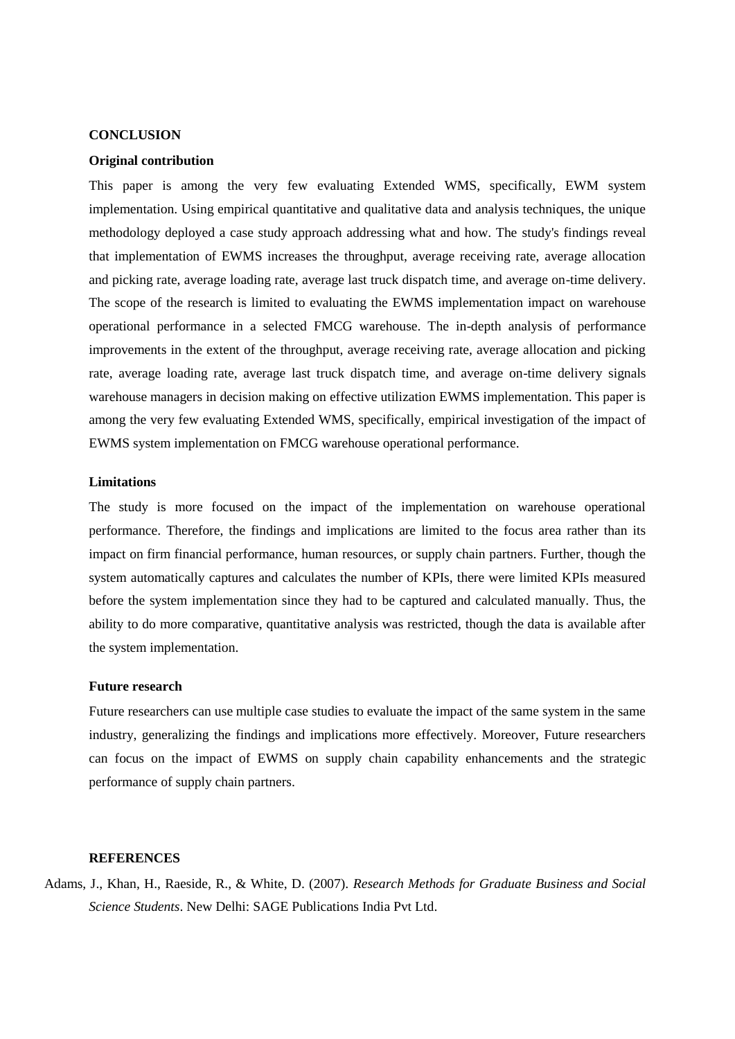## CONCLUSION

### Original contribution

This paper is among the very few evaluating Extended WMS, specifically, EWM system implementation. Using empirical quantitative and qualitative data and analysis techniques, the unique methodology deployed a case study approach addressing what and how. The study's findings reveal that implementation of EWMS increases the throughput, average receiving rate, average allocation and picking rate, average loading rate, average last truck dispatch time, and average on-time delivery. The scope of the research is limited to evaluating the EWMS implementation impact on warehouse operational performance in a selected FMCG warehouse. The in-depth analysis of performance improvements in the extent of the throughput, average receiving rate, average allocation and picking rate, average loading rate, average last truck dispatch time, and average on-time delivery signals warehouse managers in decision making on effective utilization EWMS implementation. This paper is among the very few evaluating Extended WMS, specifically, empirical investigation of the impact of EWMS system implementation on FMCG warehouse operational performance.

### Limitations

The study is more focused on the impact of the implementation on warehouse operational performance. Therefore, the findings and implications are limited to the focus area rather than its impact on firm financial performance, human resources, or supply chain partners. Further, though the system automatically captures and calculates the number of KPIs, there were limited KPIs measured before the system implementation since they had to be captured and calculated manually. Thus, the ability to do more comparative, quantitative analysis was restricted, though the data is available after the system implementation.

### Future research

Future researchers can use multiple case studies to evaluate the impact of the same system in the same industry, generalizing the findings and implications more effectively. Moreover, Future researchers can focus on the impact of EWMS on supply chain capability enhancements and the strategic performance of supply chain partners.

## REFERENCES

Adams, J., Khan, H., Raeside, R., & White, D. (2007). *Research Methods for Graduate Business and Social Science Students*. New Delhi: SAGE Publications India Pvt Ltd.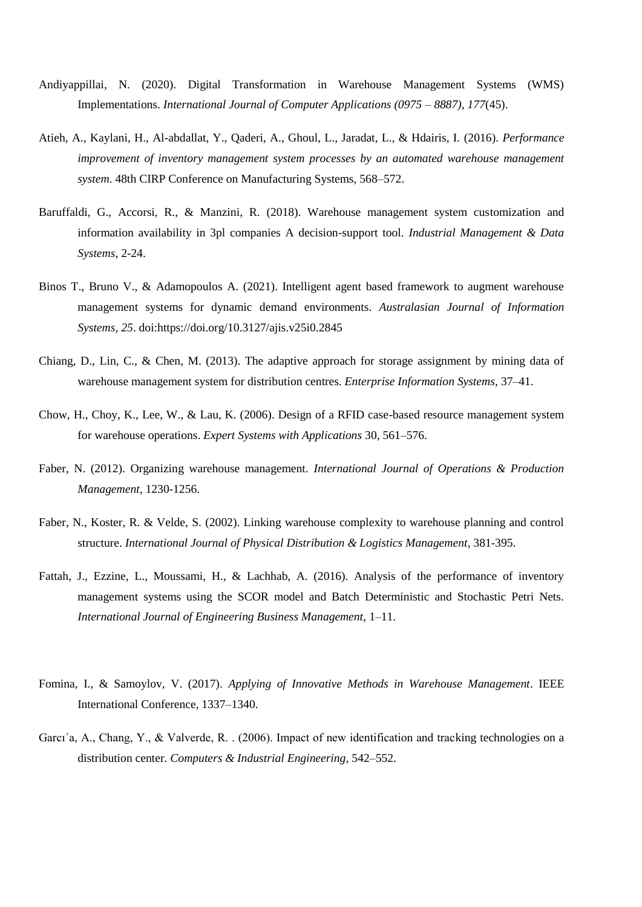Andiyappillai, N. (2020). Digital Transformation in Warehouse Management Systems (WMS) Implementations. *International Journal of Computer Applications (0975 – 8887)*, *177*(45).

Atieh, A., Kaylani, H., Al-abdallat, Y., Qaderi, A., Ghoul, L., Jaradat, L., & Hdairis, I. (2016). *Performance improvement of inventory management system processes by an automated warehouse management system*. 48th CIRP Conference on Manufacturing Systems, 568–572.

Baruffaldi, G., Accorsi, R., & Manzini, R. (2018). Warehouse management system customization and information availability in 3pl companies A decision-support tool. *Industrial Management & Data Systems*, 2-24.

Binos T., Bruno V., & Adamopoulos A. (2021). Intelligent agent based framework to augment warehouse management systems for dynamic demand environments. *Australasian Journal of Information Systems, 25*. doi:https://doi.org/10.3127/ajis.v25i0.2845

Chiang, D., Lin, C., & Chen, M. (2013). The adaptive approach for storage assignment by mining data of warehouse management system for distribution centres. *Enterprise Information Systems*, 37–41.

Chow, H., Choy, K., Lee, W., & Lau, K. (2006). Design of a RFID case-based resource management system for warehouse operations. *Expert Systems with Applications* 30, 561–576.

Faber, N. (2012). Organizing warehouse management. *International Journal of Operations & Production Management*, 1230-1256.

Faber, N., Koster, R. & Velde, S. (2002). Linking warehouse complexity to warehouse planning and control structure. *International Journal of Physical Distribution & Logistics Management*, 381-395.

Fattah, J., Ezzine, L., Moussami, H., & Lachhab, A. (2016). Analysis of the performance of inventory management systems using the SCOR model and Batch Deterministic and Stochastic Petri Nets. *International Journal of Engineering Business Management*, 1–11.

Fomina, I., & Samoylov, V. (2017). *Applying of Innovative Methods in Warehouse Management*. IEEE International Conference, 1337–1340.

Garcı´a, A., Chang, Y., & Valverde, R. . (2006). Impact of new identification and tracking technologies on a distribution center. *Computers & Industrial Engineering*, 542–552.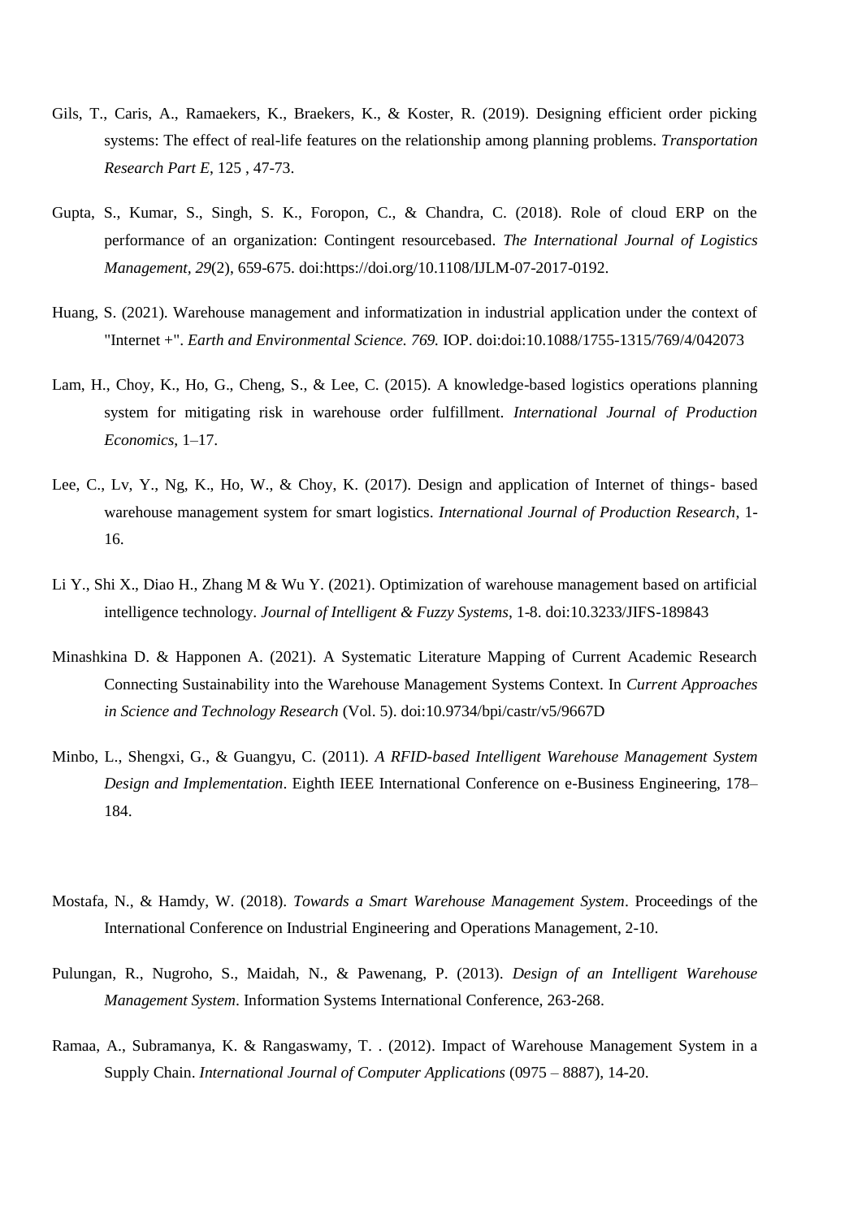Gils, T., Caris, A., Ramaekers, K., Braekers, K., & Koster, R. (2019). Designing efficient order picking systems: The effect of real-life features on the relationship among planning problems. *Transportation Research Part E*, 125 , 47-73.

Gupta, S., Kumar, S., Singh, S. K., Foropon, C., & Chandra, C. (2018). Role of cloud ERP on the performance of an organization: Contingent resourcebased. *The International Journal of Logistics Management, 29*(2), 659-675. doi:https://doi.org/10.1108/IJLM-07-2017-0192.

Huang, S. (2021). Warehouse management and informatization in industrial application under the context of "Internet +". *Earth and Environmental Science. 769.* IOP. doi:doi:10.1088/1755-1315/769/4/042073

Lam, H., Choy, K., Ho, G., Cheng, S., & Lee, C. (2015). A knowledge-based logistics operations planning system for mitigating risk in warehouse order fulfillment. *International Journal of Production Economics*, 1–17.

Lee, C., Lv, Y., Ng, K., Ho, W., & Choy, K. (2017). Design and application of Internet of things- based warehouse management system for smart logistics. *International Journal of Production Research*, 1-16.

Li Y., Shi X., Diao H., Zhang M & Wu Y. (2021). Optimization of warehouse management based on artificial intelligence technology. *Journal of Intelligent & Fuzzy Systems*, 1-8. doi:10.3233/JIFS-189843

Minashkina D. & Happonen A. (2021). A Systematic Literature Mapping of Current Academic Research Connecting Sustainability into the Warehouse Management Systems Context. In *Current Approaches in Science and Technology Research* (Vol. 5). doi:10.9734/bpi/castr/v5/9667D

Minbo, L., Shengxi, G., & Guangyu, C. (2011). *A RFID-based Intelligent Warehouse Management System Design and Implementation*. Eighth IEEE International Conference on e-Business Engineering, 178–184.

Mostafa, N., & Hamdy, W. (2018). *Towards a Smart Warehouse Management System*. Proceedings of the International Conference on Industrial Engineering and Operations Management, 2-10.

Pulungan, R., Nugroho, S., Maidah, N., & Pawenang, P. (2013). *Design of an Intelligent Warehouse Management System*. Information Systems International Conference, 263-268.

Ramaa, A., Subramanya, K. & Rangaswamy, T. . (2012). Impact of Warehouse Management System in a Supply Chain. *International Journal of Computer Applications* (0975 – 8887), 14-20.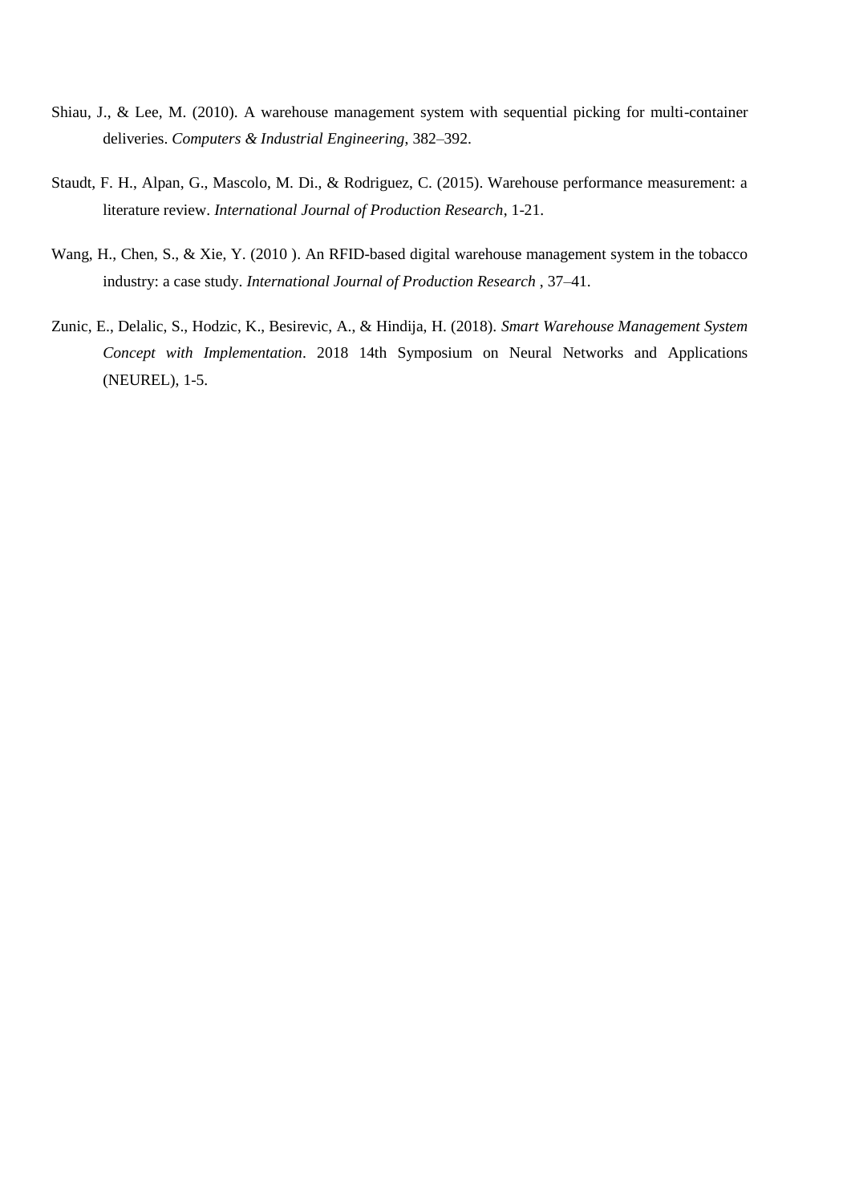Shiau, J., & Lee, M. (2010). A warehouse management system with sequential picking for multi-container deliveries. *Computers & Industrial Engineering*, 382–392.

Staudt, F. H., Alpan, G., Mascolo, M. Di., & Rodriguez, C. (2015). Warehouse performance measurement: a literature review. *International Journal of Production Research*, 1-21.

Wang, H., Chen, S., & Xie, Y. (2010 ). An RFID-based digital warehouse management system in the tobacco industry: a case study. *International Journal of Production Research* , 37–41.

Zunic, E., Delalic, S., Hodzic, K., Besirevic, A., & Hindija, H. (2018). *Smart Warehouse Management System Concept with Implementation*. 2018 14th Symposium on Neural Networks and Applications (NEUREL), 1-5.